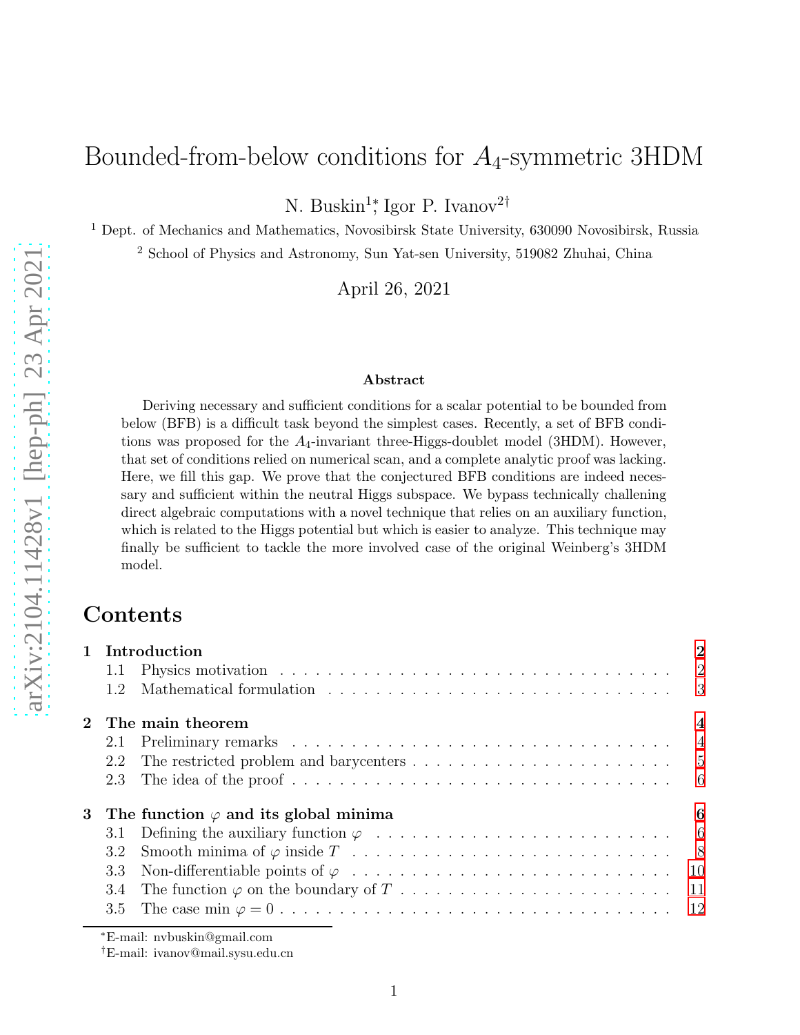# Bounded-from-below conditions for $A_4$-symmetric 3HDM

N. Buskin[1]*, Igor P. Ivanov[2]†

[1] Dept. of Mechanics and Mathematics, Novosibirsk State University, 630090 Novosibirsk, Russia

[2] School of Physics and Astronomy, Sun Yat-sen University, 519082 Zhuhai, China

April 26, 2021

### Abstract

Deriving necessary and sufficient conditions for a scalar potential to be bounded from below (BFB) is a difficult task beyond the simplest cases. Recently, a set of BFB conditions was proposed for the $A_4$-invariant three-Higgs-doublet model (3HDM). However, that set of conditions relied on numerical scan, and a complete analytic proof was lacking. Here, we fill this gap. We prove that the conjectured BFB conditions are indeed necessary and sufficient within the neutral Higgs subspace. We bypass technically challenging direct algebraic computations with a novel technique that relies on an auxiliary function, which is related to the Higgs potential but which is easier to analyze. This technique may finally be sufficient to tackle the more involved case of the original Weinberg's 3HDM model.

## Contents

**1 Introduction** — 2
- 1.1 Physics motivation — 2
- 1.2 Mathematical formulation — 3

**2 The main theorem** — 4
- 2.1 Preliminary remarks — 4
- 2.2 The restricted problem and barycenters — 5
- 2.3 The idea of the proof — 6

**3 The function $\varphi$ and its global minima** — 6
- 3.1 Defining the auxiliary function $\varphi$ — 6
- 3.2 Smooth minima of $\varphi$ inside $T$ — 8
- 3.3 Non-differentiable points of $\varphi$ — 10
- 3.4 The function $\varphi$ on the boundary of $T$ — 11
- 3.5 The case min $\varphi = 0$ — 12

*E-mail: nvbuskin@gmail.com

†E-mail: ivanov@mail.sysu.edu.cn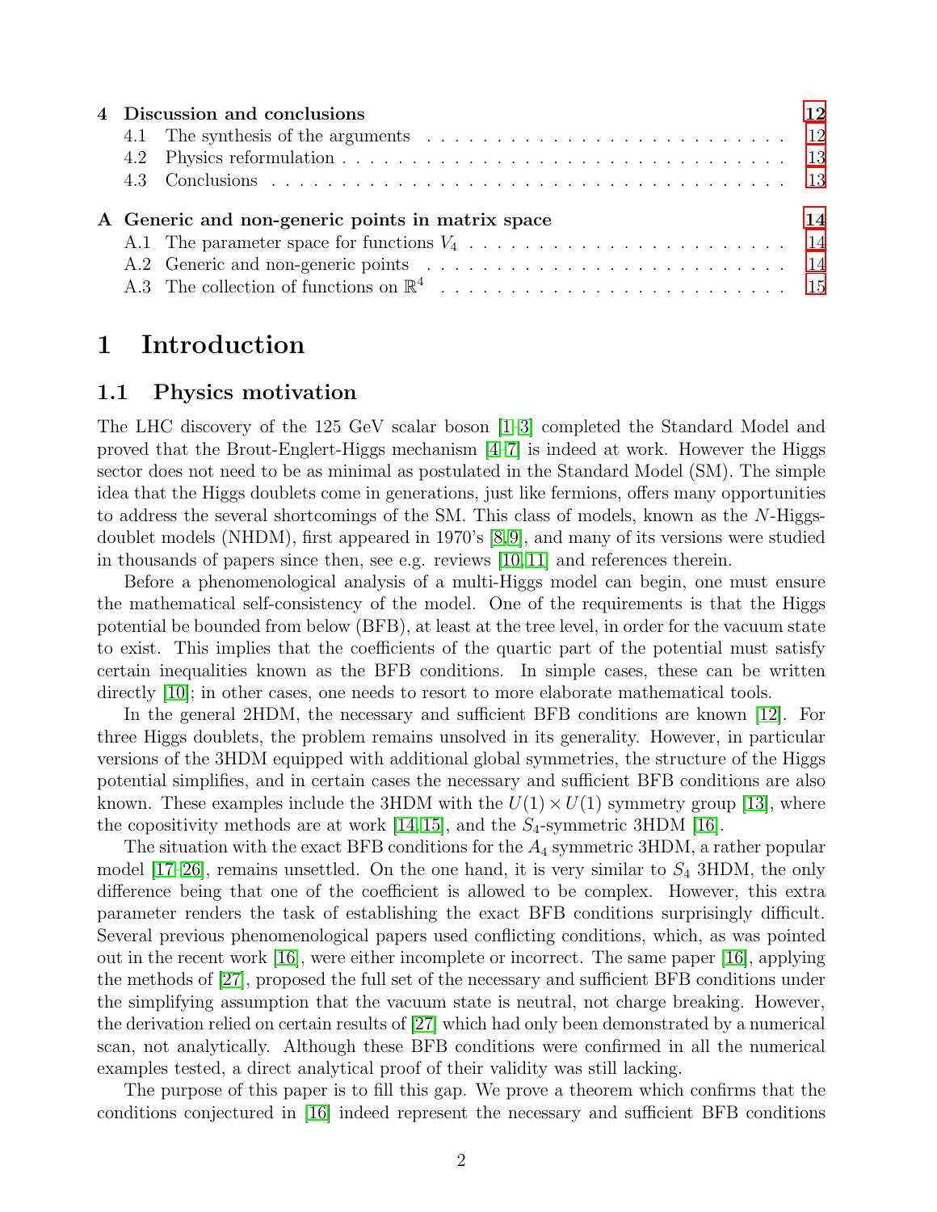| | | |
|---|---|---|
| **4** | **Discussion and conclusions** | **12** |
| 4.1 | The synthesis of the arguments | 12 |
| 4.2 | Physics reformulation | 13 |
| 4.3 | Conclusions | 13 |
| **A** | **Generic and non-generic points in matrix space** | **14** |
| A.1 | The parameter space for functions $V_4$ | 14 |
| A.2 | Generic and non-generic points | 14 |
| A.3 | The collection of functions on $\mathbb{R}^4$ | 15 |

# 1 Introduction

## 1.1 Physics motivation

The LHC discovery of the 125 GeV scalar boson [1–3] completed the Standard Model and proved that the Brout-Englert-Higgs mechanism [4–7] is indeed at work. However the Higgs sector does not need to be as minimal as postulated in the Standard Model (SM). The simple idea that the Higgs doublets come in generations, just like fermions, offers many opportunities to address the several shortcomings of the SM. This class of models, known as the $N$-Higgs-doublet models (NHDM), first appeared in 1970's [8,9], and many of its versions were studied in thousands of papers since then, see e.g. reviews [10,11] and references therein.

Before a phenomenological analysis of a multi-Higgs model can begin, one must ensure the mathematical self-consistency of the model. One of the requirements is that the Higgs potential be bounded from below (BFB), at least at the tree level, in order for the vacuum state to exist. This implies that the coefficients of the quartic part of the potential must satisfy certain inequalities known as the BFB conditions. In simple cases, these can be written directly [10]; in other cases, one needs to resort to more elaborate mathematical tools.

In the general 2HDM, the necessary and sufficient BFB conditions are known [12]. For three Higgs doublets, the problem remains unsolved in its generality. However, in particular versions of the 3HDM equipped with additional global symmetries, the structure of the Higgs potential simplifies, and in certain cases the necessary and sufficient BFB conditions are also known. These examples include the 3HDM with the $U(1)\times U(1)$ symmetry group [13], where the copositivity methods are at work [14,15], and the $S_4$-symmetric 3HDM [16].

The situation with the exact BFB conditions for the $A_4$ symmetric 3HDM, a rather popular model [17–26], remains unsettled. On the one hand, it is very similar to $S_4$ 3HDM, the only difference being that one of the coefficient is allowed to be complex. However, this extra parameter renders the task of establishing the exact BFB conditions surprisingly difficult. Several previous phenomenological papers used conflicting conditions, which, as was pointed out in the recent work [16], were either incomplete or incorrect. The same paper [16], applying the methods of [27], proposed the full set of the necessary and sufficient BFB conditions under the simplifying assumption that the vacuum state is neutral, not charge breaking. However, the derivation relied on certain results of [27] which had only been demonstrated by a numerical scan, not analytically. Although these BFB conditions were confirmed in all the numerical examples tested, a direct analytical proof of their validity was still lacking.

The purpose of this paper is to fill this gap. We prove a theorem which confirms that the conditions conjectured in [16] indeed represent the necessary and sufficient BFB conditions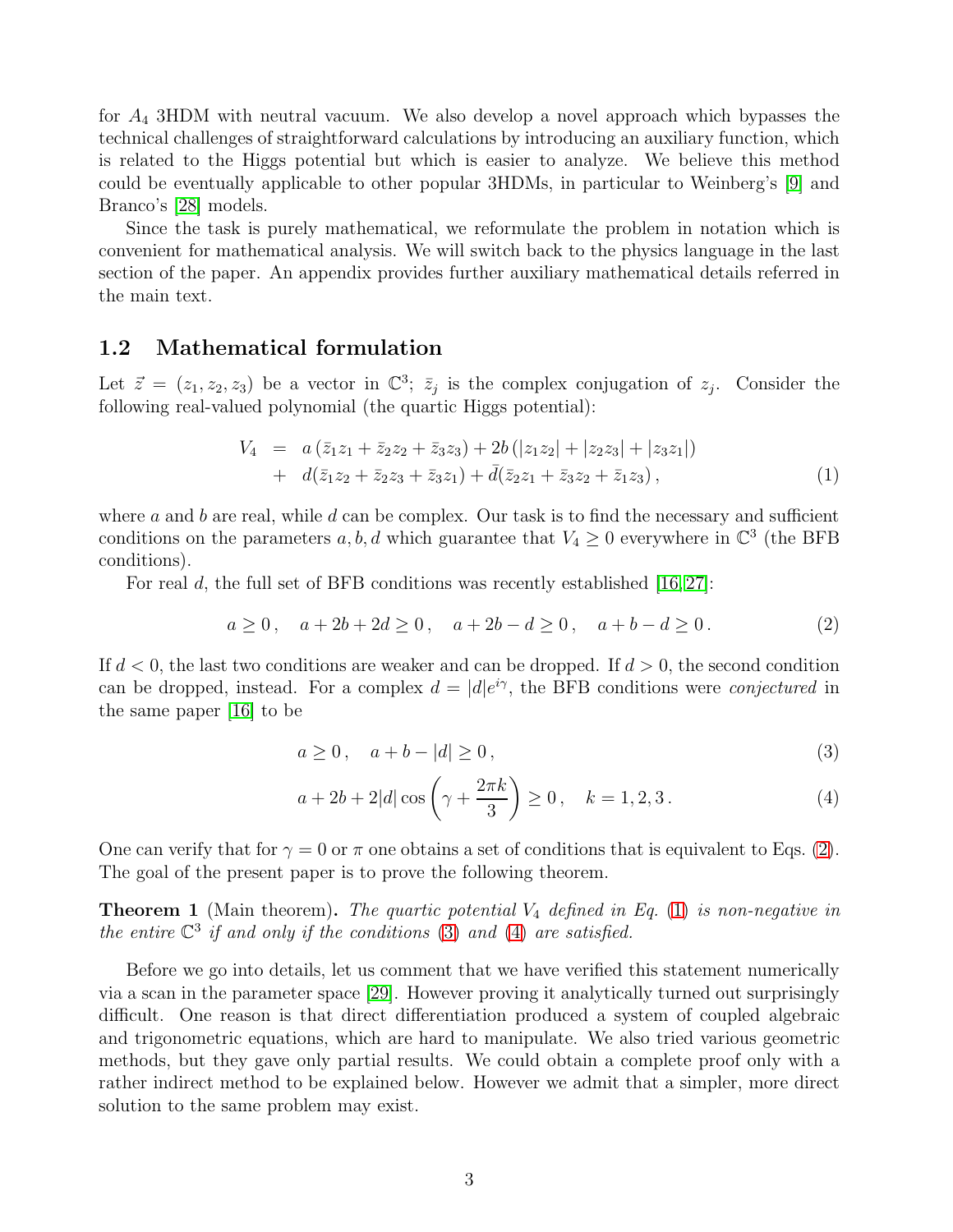for $A_4$ 3HDM with neutral vacuum. We also develop a novel approach which bypasses the technical challenges of straightforward calculations by introducing an auxiliary function, which is related to the Higgs potential but which is easier to analyze. We believe this method could be eventually applicable to other popular 3HDMs, in particular to Weinberg's [9] and Branco's [28] models.

Since the task is purely mathematical, we reformulate the problem in notation which is convenient for mathematical analysis. We will switch back to the physics language in the last section of the paper. An appendix provides further auxiliary mathematical details referred in the main text.

## 1.2 Mathematical formulation

Let $\vec{z} = (z_1, z_2, z_3)$ be a vector in $\mathbb{C}^3$; $\bar{z}_j$ is the complex conjugation of $z_j$. Consider the following real-valued polynomial (the quartic Higgs potential):

$$
\begin{aligned}
V_4 &= a\,(\bar{z}_1 z_1 + \bar{z}_2 z_2 + \bar{z}_3 z_3) + 2b\,(|z_1 z_2| + |z_2 z_3| + |z_3 z_1|) \\
&+ d(\bar{z}_1 z_2 + \bar{z}_2 z_3 + \bar{z}_3 z_1) + \bar{d}(\bar{z}_2 z_1 + \bar{z}_3 z_2 + \bar{z}_1 z_3)\,, \qquad (1)
\end{aligned}
$$

where $a$ and $b$ are real, while $d$ can be complex. Our task is to find the necessary and sufficient conditions on the parameters $a, b, d$ which guarantee that $V_4 \geq 0$ everywhere in $\mathbb{C}^3$ (the BFB conditions).

For real $d$, the full set of BFB conditions was recently established [16,27]:

$$
a \geq 0\,, \quad a + 2b + 2d \geq 0\,, \quad a + 2b - d \geq 0\,, \quad a + b - d \geq 0\,. \qquad (2)
$$

If $d < 0$, the last two conditions are weaker and can be dropped. If $d > 0$, the second condition can be dropped, instead. For a complex $d = |d|e^{i\gamma}$, the BFB conditions were *conjectured* in the same paper [16] to be

$$
a \geq 0\,, \quad a + b - |d| \geq 0\,, \qquad (3)
$$

$$
a + 2b + 2|d| \cos\left(\gamma + \frac{2\pi k}{3}\right) \geq 0\,, \quad k = 1, 2, 3\,. \qquad (4)
$$

One can verify that for $\gamma = 0$ or $\pi$ one obtains a set of conditions that is equivalent to Eqs. (2). The goal of the present paper is to prove the following theorem.

**Theorem 1** (Main theorem)**.** *The quartic potential $V_4$ defined in Eq. (1) is non-negative in the entire $\mathbb{C}^3$ if and only if the conditions (3) and (4) are satisfied.*

Before we go into details, let us comment that we have verified this statement numerically via a scan in the parameter space [29]. However proving it analytically turned out surprisingly difficult. One reason is that direct differentiation produced a system of coupled algebraic and trigonometric equations, which are hard to manipulate. We also tried various geometric methods, but they gave only partial results. We could obtain a complete proof only with a rather indirect method to be explained below. However we admit that a simpler, more direct solution to the same problem may exist.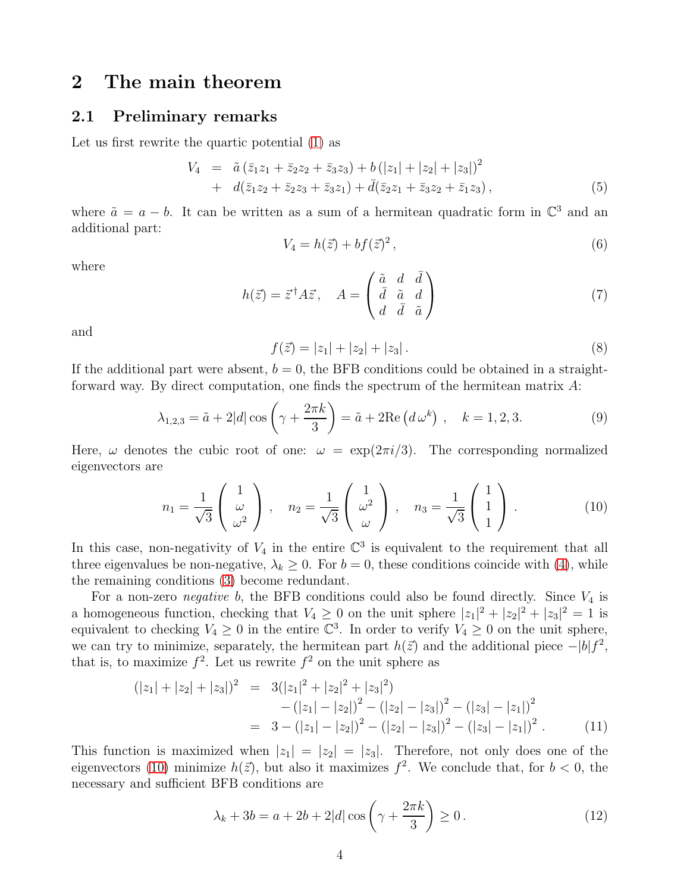# 2 The main theorem

## 2.1 Preliminary remarks

Let us first rewrite the quartic potential (1) as

$$
\begin{aligned}
V_4 &= \tilde{a}\,(\bar{z}_1 z_1 + \bar{z}_2 z_2 + \bar{z}_3 z_3) + b\,(|z_1| + |z_2| + |z_3|)^2 \\
&+ d(\bar{z}_1 z_2 + \bar{z}_2 z_3 + \bar{z}_3 z_1) + \bar{d}(\bar{z}_2 z_1 + \bar{z}_3 z_2 + \bar{z}_1 z_3)\,,
\end{aligned} \tag{5}
$$

where $\tilde{a} = a - b$. It can be written as a sum of a hermitean quadratic form in $\mathbb{C}^3$ and an additional part:

$$
V_4 = h(\vec{z}) + b f(\vec{z})^2\,, \tag{6}
$$

where

$$
h(\vec{z}) = \vec{z}^\dagger A \vec{z}, \quad A = \begin{pmatrix} \tilde{a} & d & \bar{d} \\ \bar{d} & \tilde{a} & d \\ d & \bar{d} & \tilde{a} \end{pmatrix} \tag{7}
$$

and

$$
f(\vec{z}) = |z_1| + |z_2| + |z_3|\,. \tag{8}
$$

If the additional part were absent, $b = 0$, the BFB conditions could be obtained in a straightforward way. By direct computation, one finds the spectrum of the hermitean matrix $A$:

$$
\lambda_{1,2,3} = \tilde{a} + 2|d|\cos\left(\gamma + \frac{2\pi k}{3}\right) = \tilde{a} + 2\mathrm{Re}\left(d\,\omega^k\right)\,, \quad k = 1,2,3. \tag{9}
$$

Here, $\omega$ denotes the cubic root of one: $\omega = \exp(2\pi i/3)$. The corresponding normalized eigenvectors are

$$
n_1 = \frac{1}{\sqrt{3}}\begin{pmatrix} 1 \\ \omega \\ \omega^2 \end{pmatrix}\,, \quad n_2 = \frac{1}{\sqrt{3}}\begin{pmatrix} 1 \\ \omega^2 \\ \omega \end{pmatrix}\,, \quad n_3 = \frac{1}{\sqrt{3}}\begin{pmatrix} 1 \\ 1 \\ 1 \end{pmatrix}\,. \tag{10}
$$

In this case, non-negativity of $V_4$ in the entire $\mathbb{C}^3$ is equivalent to the requirement that all three eigenvalues be non-negative, $\lambda_k \geq 0$. For $b = 0$, these conditions coincide with (4), while the remaining conditions (3) become redundant.

For a non-zero *negative* $b$, the BFB conditions could also be found directly. Since $V_4$ is a homogeneous function, checking that $V_4 \geq 0$ on the unit sphere $|z_1|^2 + |z_2|^2 + |z_3|^2 = 1$ is equivalent to checking $V_4 \geq 0$ in the entire $\mathbb{C}^3$. In order to verify $V_4 \geq 0$ on the unit sphere, we can try to minimize, separately, the hermitean part $h(\vec{z})$ and the additional piece $-|b|f^2$, that is, to maximize $f^2$. Let us rewrite $f^2$ on the unit sphere as

$$
\begin{aligned}
(|z_1| + |z_2| + |z_3|)^2 &= 3(|z_1|^2 + |z_2|^2 + |z_3|^2) \\
&\quad - (|z_1| - |z_2|)^2 - (|z_2| - |z_3|)^2 - (|z_3| - |z_1|)^2 \\
&= 3 - (|z_1| - |z_2|)^2 - (|z_2| - |z_3|)^2 - (|z_3| - |z_1|)^2\,.
\end{aligned} \tag{11}
$$

This function is maximized when $|z_1| = |z_2| = |z_3|$. Therefore, not only does one of the eigenvectors (10) minimize $h(\vec{z})$, but also it maximizes $f^2$. We conclude that, for $b < 0$, the necessary and sufficient BFB conditions are

$$
\lambda_k + 3b = a + 2b + 2|d|\cos\left(\gamma + \frac{2\pi k}{3}\right) \geq 0\,. \tag{12}
$$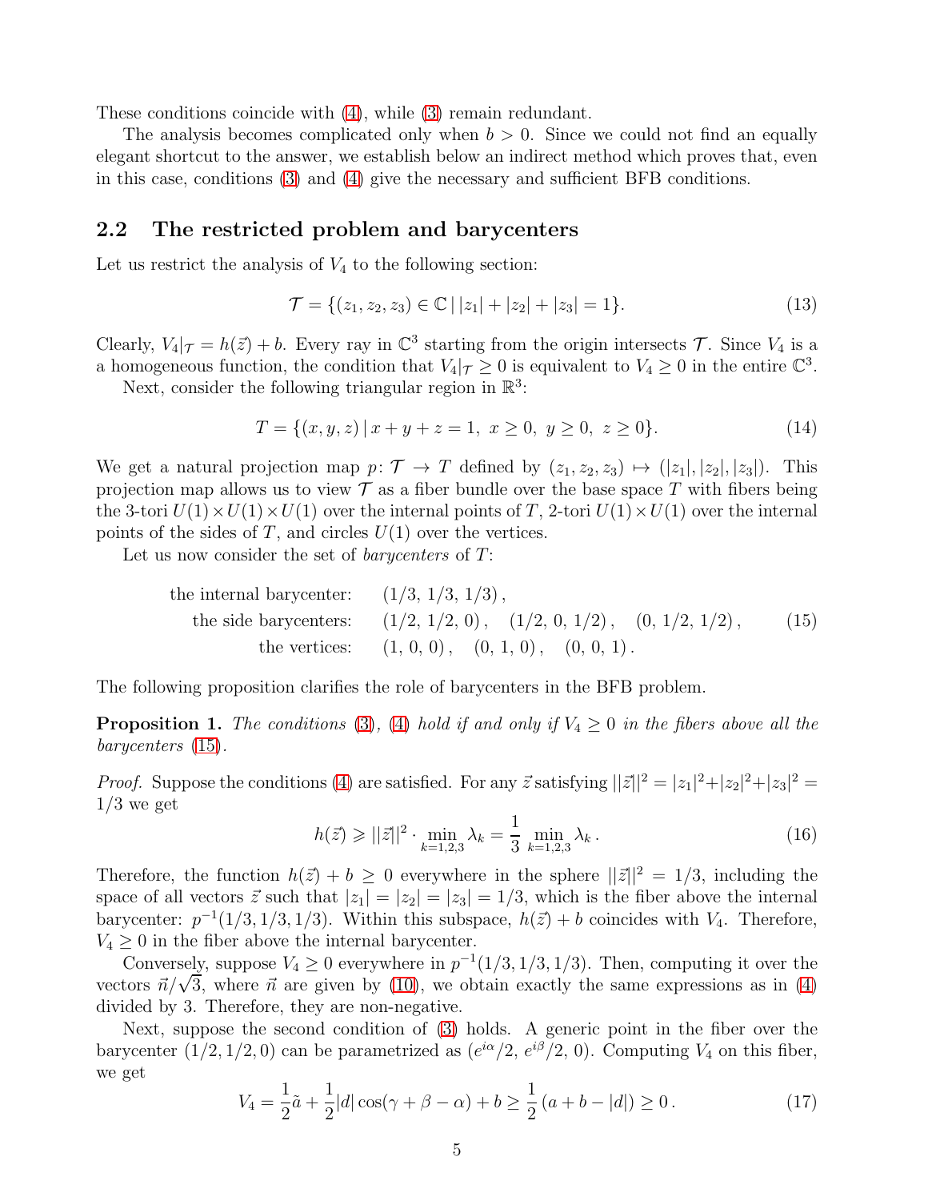These conditions coincide with (4), while (3) remain redundant.

The analysis becomes complicated only when $b > 0$. Since we could not find an equally elegant shortcut to the answer, we establish below an indirect method which proves that, even in this case, conditions (3) and (4) give the necessary and sufficient BFB conditions.

## 2.2 The restricted problem and barycenters

Let us restrict the analysis of $V_4$ to the following section:

$$\mathcal{T} = \{(z_1, z_2, z_3) \in \mathbb{C} \,|\, |z_1| + |z_2| + |z_3| = 1\}. \tag{13}$$

Clearly, $V_4|_{\mathcal{T}} = h(\vec{z}) + b$. Every ray in $\mathbb{C}^3$ starting from the origin intersects $\mathcal{T}$. Since $V_4$ is a a homogeneous function, the condition that $V_4|_{\mathcal{T}} \geq 0$ is equivalent to $V_4 \geq 0$ in the entire $\mathbb{C}^3$.

Next, consider the following triangular region in $\mathbb{R}^3$:

$$T = \{(x, y, z) \,|\, x + y + z = 1,\ x \geq 0,\ y \geq 0,\ z \geq 0\}. \tag{14}$$

We get a natural projection map $p\colon \mathcal{T} \to T$ defined by $(z_1, z_2, z_3) \mapsto (|z_1|, |z_2|, |z_3|)$. This projection map allows us to view $\mathcal{T}$ as a fiber bundle over the base space $T$ with fibers being the 3-tori $U(1) \times U(1) \times U(1)$ over the internal points of $T$, 2-tori $U(1) \times U(1)$ over the internal points of the sides of $T$, and circles $U(1)$ over the vertices.

Let us now consider the set of *barycenters* of $T$:

$$\begin{aligned}
\text{the internal barycenter:} &\quad (1/3,\ 1/3,\ 1/3)\,,\\
\text{the side barycenters:} &\quad (1/2,\ 1/2,\ 0)\,, \quad (1/2,\ 0,\ 1/2)\,, \quad (0,\ 1/2,\ 1/2)\,,\\
\text{the vertices:} &\quad (1,\ 0,\ 0)\,, \quad (0,\ 1,\ 0)\,, \quad (0,\ 0,\ 1)\,.
\end{aligned} \tag{15}$$

The following proposition clarifies the role of barycenters in the BFB problem.

**Proposition 1.** *The conditions (3), (4) hold if and only if $V_4 \geq 0$ in the fibers above all the barycenters (15).*

*Proof.* Suppose the conditions (4) are satisfied. For any $\vec{z}$ satisfying $||\vec{z}||^2 = |z_1|^2 + |z_2|^2 + |z_3|^2 = 1/3$ we get

$$h(\vec{z}) \geqslant ||\vec{z}||^2 \cdot \min_{k=1,2,3} \lambda_k = \frac{1}{3} \min_{k=1,2,3} \lambda_k\,. \tag{16}$$

Therefore, the function $h(\vec{z}) + b \geq 0$ everywhere in the sphere $||\vec{z}||^2 = 1/3$, including the space of all vectors $\vec{z}$ such that $|z_1| = |z_2| = |z_3| = 1/3$, which is the fiber above the internal barycenter: $p^{-1}(1/3, 1/3, 1/3)$. Within this subspace, $h(\vec{z}) + b$ coincides with $V_4$. Therefore, $V_4 \geq 0$ in the fiber above the internal barycenter.

Conversely, suppose $V_4 \geq 0$ everywhere in $p^{-1}(1/3, 1/3, 1/3)$. Then, computing it over the vectors $\vec{n}/\sqrt{3}$, where $\vec{n}$ are given by (10), we obtain exactly the same expressions as in (4) divided by 3. Therefore, they are non-negative.

Next, suppose the second condition of (3) holds. A generic point in the fiber over the barycenter $(1/2, 1/2, 0)$ can be parametrized as $(e^{i\alpha}/2,\ e^{i\beta}/2,\ 0)$. Computing $V_4$ on this fiber, we get

$$V_4 = \frac{1}{2}\tilde{a} + \frac{1}{2}|d|\cos(\gamma + \beta - \alpha) + b \geq \frac{1}{2}\left(a + b - |d|\right) \geq 0\,. \tag{17}$$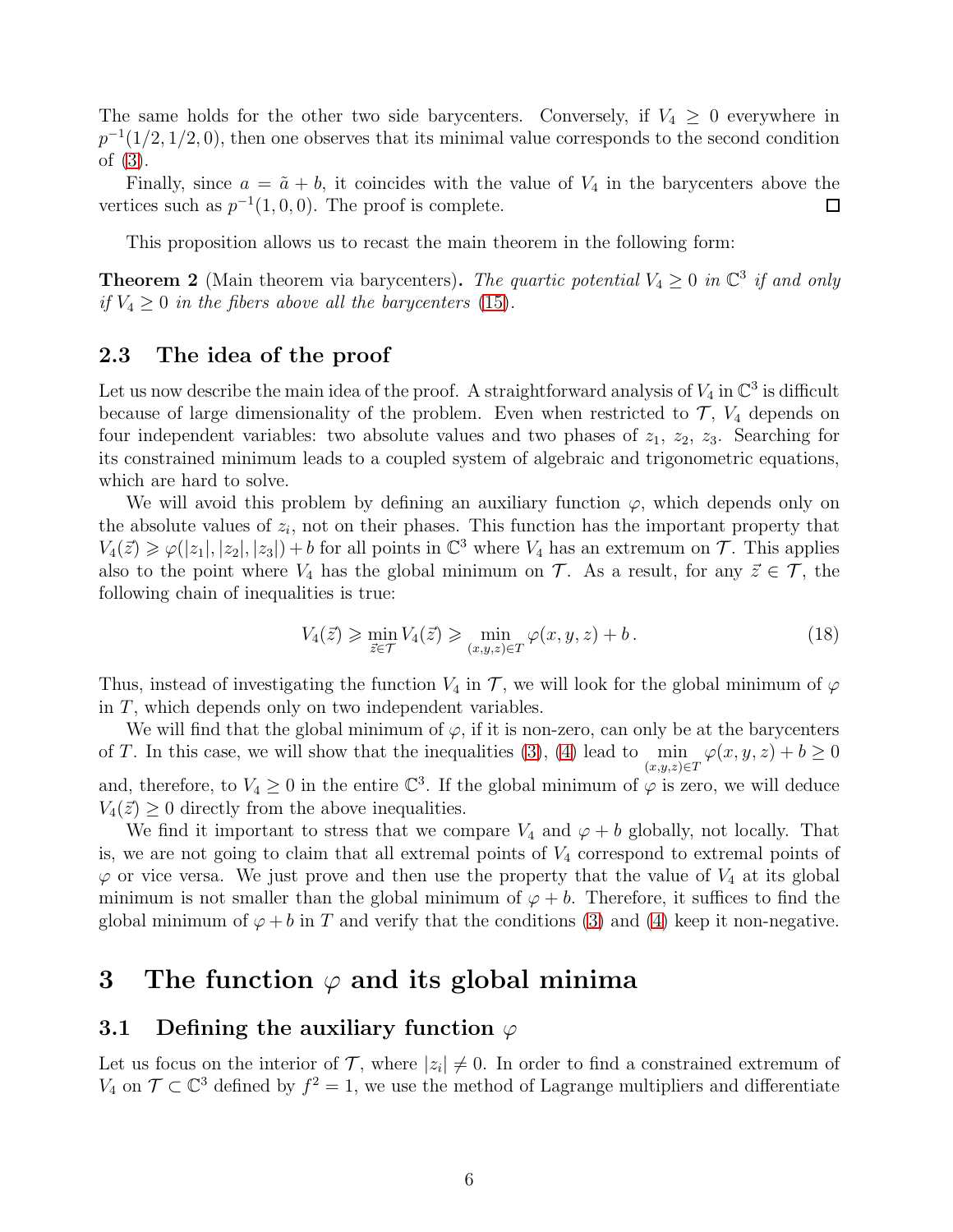The same holds for the other two side barycenters. Conversely, if $V_4 \geq 0$ everywhere in $p^{-1}(1/2, 1/2, 0)$, then one observes that its minimal value corresponds to the second condition of (3).

Finally, since $a = \tilde{a} + b$, it coincides with the value of $V_4$ in the barycenters above the vertices such as $p^{-1}(1, 0, 0)$. The proof is complete. □

This proposition allows us to recast the main theorem in the following form:

**Theorem 2** (Main theorem via barycenters)**.** *The quartic potential $V_4 \geq 0$ in $\mathbb{C}^3$ if and only if $V_4 \geq 0$ in the fibers above all the barycenters* (15)*.*

### 2.3 The idea of the proof

Let us now describe the main idea of the proof. A straightforward analysis of $V_4$ in $\mathbb{C}^3$ is difficult because of large dimensionality of the problem. Even when restricted to $\mathcal{T}$, $V_4$ depends on four independent variables: two absolute values and two phases of $z_1$, $z_2$, $z_3$. Searching for its constrained minimum leads to a coupled system of algebraic and trigonometric equations, which are hard to solve.

We will avoid this problem by defining an auxiliary function $\varphi$, which depends only on the absolute values of $z_i$, not on their phases. This function has the important property that $V_4(\vec{z}) \geqslant \varphi(|z_1|, |z_2|, |z_3|) + b$ for all points in $\mathbb{C}^3$ where $V_4$ has an extremum on $\mathcal{T}$. This applies also to the point where $V_4$ has the global minimum on $\mathcal{T}$. As a result, for any $\vec{z} \in \mathcal{T}$, the following chain of inequalities is true:

$$V_4(\vec{z}) \geqslant \min_{\vec{z} \in \mathcal{T}} V_4(\vec{z}) \geqslant \min_{(x,y,z) \in T} \varphi(x, y, z) + b\,. \tag{18}$$

Thus, instead of investigating the function $V_4$ in $\mathcal{T}$, we will look for the global minimum of $\varphi$ in $T$, which depends only on two independent variables.

We will find that the global minimum of $\varphi$, if it is non-zero, can only be at the barycenters of $T$. In this case, we will show that the inequalities (3), (4) lead to $\min\limits_{(x,y,z)\in T} \varphi(x, y, z) + b \geq 0$ and, therefore, to $V_4 \geq 0$ in the entire $\mathbb{C}^3$. If the global minimum of $\varphi$ is zero, we will deduce $V_4(\vec{z}) \geq 0$ directly from the above inequalities.

We find it important to stress that we compare $V_4$ and $\varphi + b$ globally, not locally. That is, we are not going to claim that all extremal points of $V_4$ correspond to extremal points of $\varphi$ or vice versa. We just prove and then use the property that the value of $V_4$ at its global minimum is not smaller than the global minimum of $\varphi + b$. Therefore, it suffices to find the global minimum of $\varphi + b$ in $T$ and verify that the conditions (3) and (4) keep it non-negative.

## 3 The function $\varphi$ and its global minima

### 3.1 Defining the auxiliary function $\varphi$

Let us focus on the interior of $\mathcal{T}$, where $|z_i| \neq 0$. In order to find a constrained extremum of $V_4$ on $\mathcal{T} \subset \mathbb{C}^3$ defined by $f^2 = 1$, we use the method of Lagrange multipliers and differentiate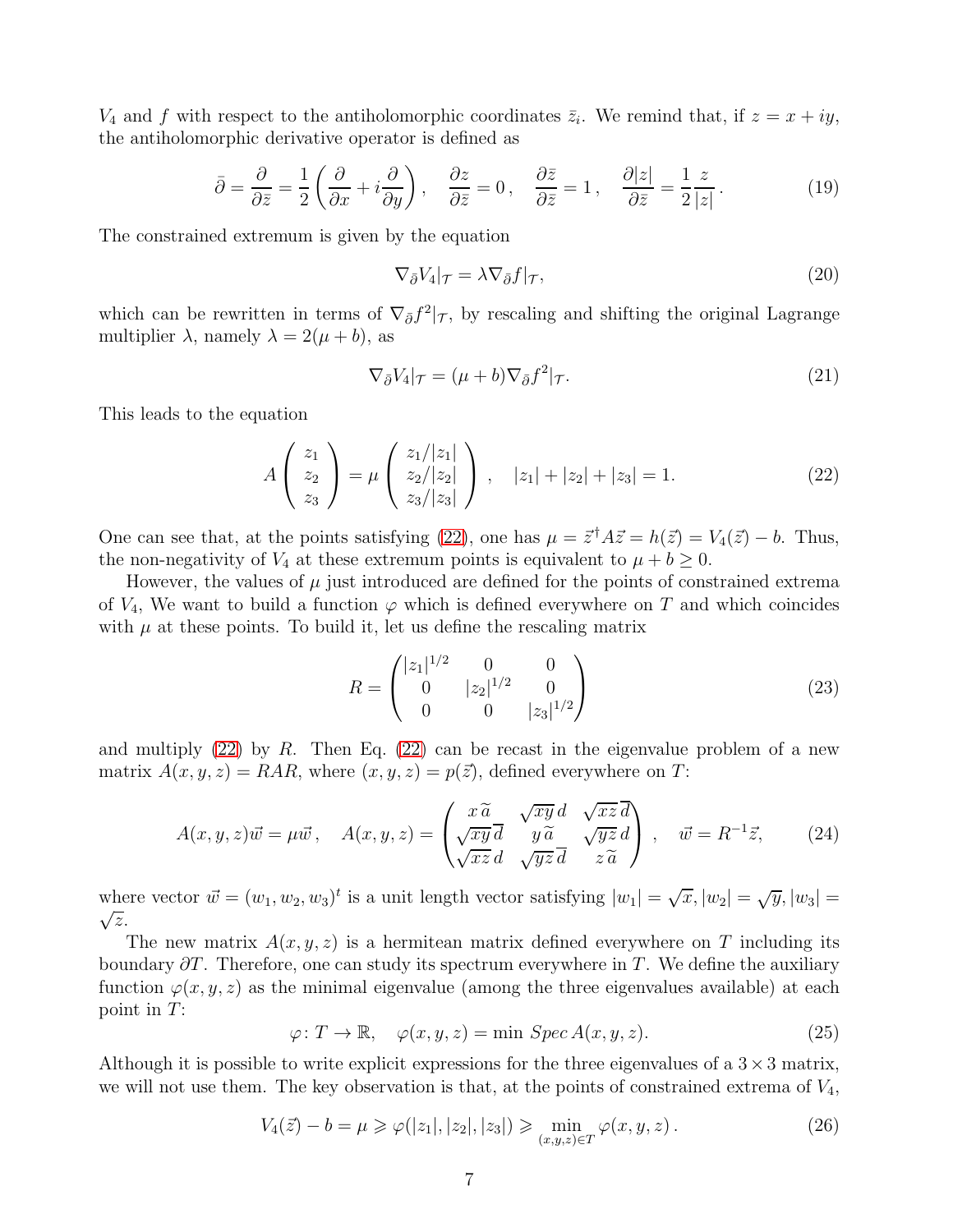$V_4$ and $f$ with respect to the antiholomorphic coordinates $\bar{z}_i$. We remind that, if $z = x + iy$, the antiholomorphic derivative operator is defined as

$$\bar{\partial} = \frac{\partial}{\partial \bar{z}} = \frac{1}{2}\left(\frac{\partial}{\partial x} + i\frac{\partial}{\partial y}\right), \quad \frac{\partial z}{\partial \bar{z}} = 0\,, \quad \frac{\partial \bar{z}}{\partial \bar{z}} = 1\,, \quad \frac{\partial |z|}{\partial \bar{z}} = \frac{1}{2}\frac{z}{|z|}\,. \tag{19}$$

The constrained extremum is given by the equation

$$\nabla_{\bar{\partial}} V_4|_{\mathcal{T}} = \lambda \nabla_{\bar{\partial}} f|_{\mathcal{T}}, \tag{20}$$

which can be rewritten in terms of $\nabla_{\bar{\partial}} f^2|_{\mathcal{T}}$, by rescaling and shifting the original Lagrange multiplier $\lambda$, namely $\lambda = 2(\mu + b)$, as

$$\nabla_{\bar{\partial}} V_4|_{\mathcal{T}} = (\mu + b)\nabla_{\bar{\partial}} f^2|_{\mathcal{T}}. \tag{21}$$

This leads to the equation

$$A\begin{pmatrix} z_1 \\ z_2 \\ z_3 \end{pmatrix} = \mu \begin{pmatrix} z_1/|z_1| \\ z_2/|z_2| \\ z_3/|z_3| \end{pmatrix}, \quad |z_1| + |z_2| + |z_3| = 1. \tag{22}$$

One can see that, at the points satisfying (22), one has $\mu = \vec{z}^\dagger A \vec{z} = h(\vec{z}) = V_4(\vec{z}) - b$. Thus, the non-negativity of $V_4$ at these extremum points is equivalent to $\mu + b \geq 0$.

However, the values of $\mu$ just introduced are defined for the points of constrained extrema of $V_4$, We want to build a function $\varphi$ which is defined everywhere on $T$ and which coincides with $\mu$ at these points. To build it, let us define the rescaling matrix

$$R = \begin{pmatrix} |z_1|^{1/2} & 0 & 0 \\ 0 & |z_2|^{1/2} & 0 \\ 0 & 0 & |z_3|^{1/2} \end{pmatrix} \tag{23}$$

and multiply (22) by $R$. Then Eq. (22) can be recast in the eigenvalue problem of a new matrix $A(x, y, z) = RAR$, where $(x, y, z) = p(\vec{z})$, defined everywhere on $T$:

$$A(x, y, z)\vec{w} = \mu \vec{w}\,, \quad A(x, y, z) = \begin{pmatrix} x\,\widetilde{a} & \sqrt{xy}\,d & \sqrt{xz}\,\overline{d} \\ \sqrt{xy}\,\overline{d} & y\,\widetilde{a} & \sqrt{yz}\,d \\ \sqrt{xz}\,d & \sqrt{yz}\,\overline{d} & z\,\widetilde{a} \end{pmatrix}, \quad \vec{w} = R^{-1}\vec{z}, \tag{24}$$

where vector $\vec{w} = (w_1, w_2, w_3)^t$ is a unit length vector satisfying $|w_1| = \sqrt{x}, |w_2| = \sqrt{y}, |w_3| = \sqrt{z}$.

The new matrix $A(x, y, z)$ is a hermitean matrix defined everywhere on $T$ including its boundary $\partial T$. Therefore, one can study its spectrum everywhere in $T$. We define the auxiliary function $\varphi(x, y, z)$ as the minimal eigenvalue (among the three eigenvalues available) at each point in $T$:

$$\varphi\colon T \to \mathbb{R}, \quad \varphi(x, y, z) = \min\, Spec\, A(x, y, z). \tag{25}$$

Although it is possible to write explicit expressions for the three eigenvalues of a $3 \times 3$ matrix, we will not use them. The key observation is that, at the points of constrained extrema of $V_4$,

$$V_4(\vec{z}) - b = \mu \geqslant \varphi(|z_1|, |z_2|, |z_3|) \geqslant \min_{(x,y,z)\in T} \varphi(x, y, z)\,. \tag{26}$$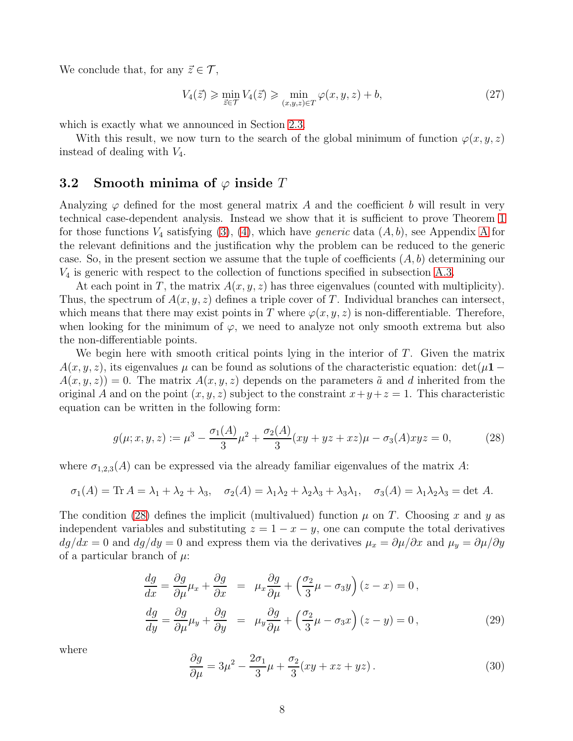We conclude that, for any $\vec{z} \in \mathcal{T}$,

$$V_4(\vec{z}) \geqslant \min_{\vec{z} \in \mathcal{T}} V_4(\vec{z}) \geqslant \min_{(x,y,z) \in T} \varphi(x,y,z) + b, \tag{27}$$

which is exactly what we announced in Section 2.3.

With this result, we now turn to the search of the global minimum of function $\varphi(x, y, z)$ instead of dealing with $V_4$.

## 3.2 Smooth minima of $\varphi$ inside $T$

Analyzing $\varphi$ defined for the most general matrix $A$ and the coefficient $b$ will result in very technical case-dependent analysis. Instead we show that it is sufficient to prove Theorem 1 for those functions $V_4$ satisfying (3), (4), which have *generic* data $(A, b)$, see Appendix A for the relevant definitions and the justification why the problem can be reduced to the generic case. So, in the present section we assume that the tuple of coefficients $(A, b)$ determining our $V_4$ is generic with respect to the collection of functions specified in subsection A.3.

At each point in $T$, the matrix $A(x, y, z)$ has three eigenvalues (counted with multiplicity). Thus, the spectrum of $A(x, y, z)$ defines a triple cover of $T$. Individual branches can intersect, which means that there may exist points in $T$ where $\varphi(x, y, z)$ is non-differentiable. Therefore, when looking for the minimum of $\varphi$, we need to analyze not only smooth extrema but also the non-differentiable points.

We begin here with smooth critical points lying in the interior of $T$. Given the matrix $A(x, y, z)$, its eigenvalues $\mu$ can be found as solutions of the characteristic equation: $\det(\mu\mathbf{1} - A(x, y, z)) = 0$. The matrix $A(x, y, z)$ depends on the parameters $\tilde{a}$ and $d$ inherited from the original $A$ and on the point $(x, y, z)$ subject to the constraint $x + y + z = 1$. This characteristic equation can be written in the following form:

$$g(\mu; x, y, z) := \mu^3 - \frac{\sigma_1(A)}{3}\mu^2 + \frac{\sigma_2(A)}{3}(xy + yz + xz)\mu - \sigma_3(A)xyz = 0, \tag{28}$$

where $\sigma_{1,2,3}(A)$ can be expressed via the already familiar eigenvalues of the matrix $A$:

$$\sigma_1(A) = \operatorname{Tr} A = \lambda_1 + \lambda_2 + \lambda_3, \quad \sigma_2(A) = \lambda_1\lambda_2 + \lambda_2\lambda_3 + \lambda_3\lambda_1, \quad \sigma_3(A) = \lambda_1\lambda_2\lambda_3 = \det A.$$

The condition (28) defines the implicit (multivalued) function $\mu$ on $T$. Choosing $x$ and $y$ as independent variables and substituting $z = 1 - x - y$, one can compute the total derivatives $dg/dx = 0$ and $dg/dy = 0$ and express them via the derivatives $\mu_x = \partial\mu/\partial x$ and $\mu_y = \partial\mu/\partial y$ of a particular branch of $\mu$:

$$\begin{aligned}
\frac{dg}{dx} = \frac{\partial g}{\partial \mu}\mu_x + \frac{\partial g}{\partial x} &= \mu_x \frac{\partial g}{\partial \mu} + \left(\frac{\sigma_2}{3}\mu - \sigma_3 y\right)(z - x) = 0\,, \\
\frac{dg}{dy} = \frac{\partial g}{\partial \mu}\mu_y + \frac{\partial g}{\partial y} &= \mu_y \frac{\partial g}{\partial \mu} + \left(\frac{\sigma_2}{3}\mu - \sigma_3 x\right)(z - y) = 0\,,
\end{aligned} \tag{29}$$

where

$$\frac{\partial g}{\partial \mu} = 3\mu^2 - \frac{2\sigma_1}{3}\mu + \frac{\sigma_2}{3}(xy + xz + yz)\,. \tag{30}$$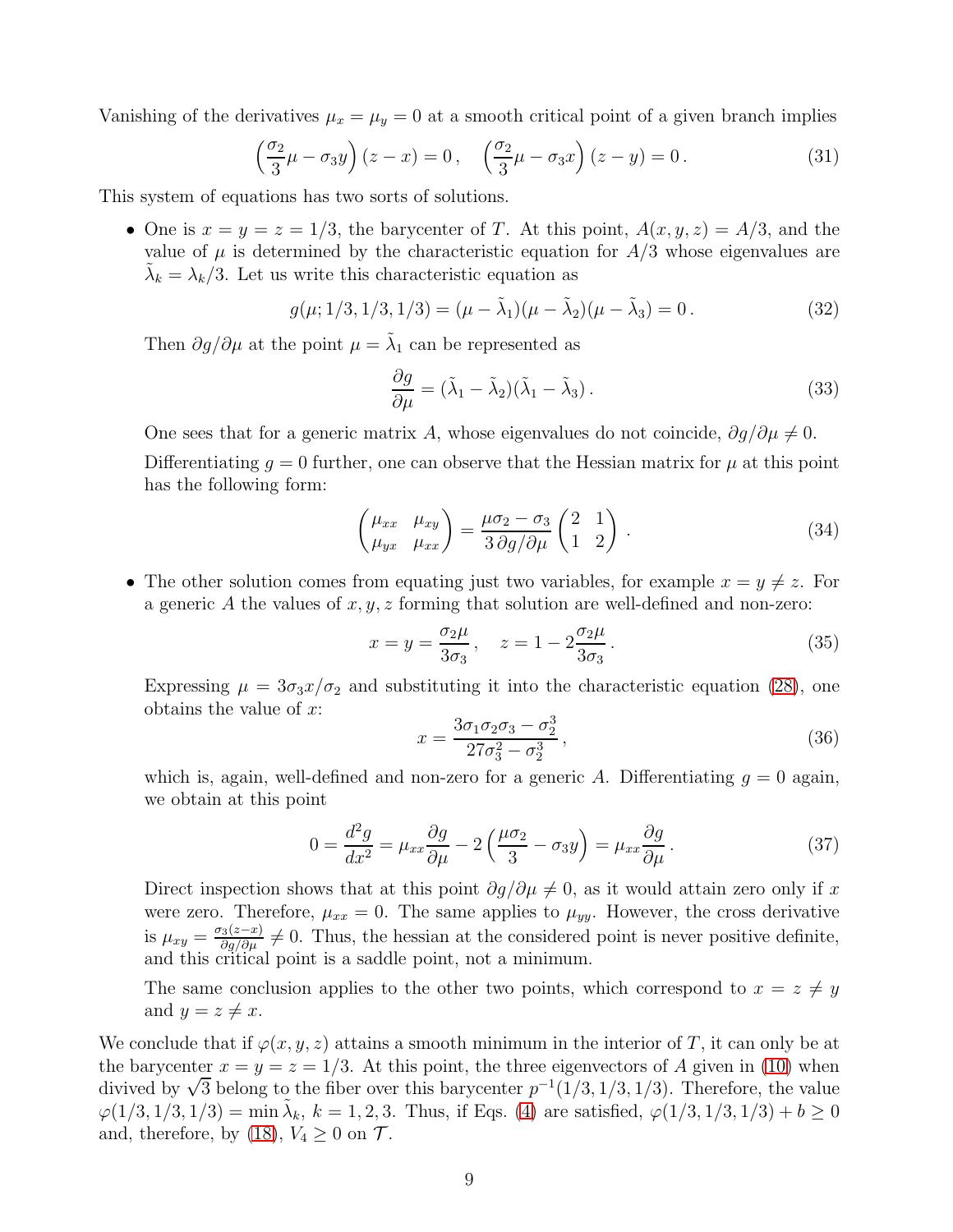Vanishing of the derivatives $\mu_x = \mu_y = 0$ at a smooth critical point of a given branch implies

$$\left(\frac{\sigma_2}{3}\mu - \sigma_3 y\right)(z - x) = 0\,, \quad \left(\frac{\sigma_2}{3}\mu - \sigma_3 x\right)(z - y) = 0\,. \tag{31}$$

This system of equations has two sorts of solutions.

- One is $x = y = z = 1/3$, the barycenter of $T$. At this point, $A(x, y, z) = A/3$, and the value of $\mu$ is determined by the characteristic equation for $A/3$ whose eigenvalues are $\tilde{\lambda}_k = \lambda_k/3$. Let us write this characteristic equation as

  $$g(\mu; 1/3, 1/3, 1/3) = (\mu - \tilde{\lambda}_1)(\mu - \tilde{\lambda}_2)(\mu - \tilde{\lambda}_3) = 0\,. \tag{32}$$

  Then $\partial g/\partial \mu$ at the point $\mu = \tilde{\lambda}_1$ can be represented as

  $$\frac{\partial g}{\partial \mu} = (\tilde{\lambda}_1 - \tilde{\lambda}_2)(\tilde{\lambda}_1 - \tilde{\lambda}_3)\,. \tag{33}$$

  One sees that for a generic matrix $A$, whose eigenvalues do not coincide, $\partial g/\partial \mu \neq 0$.

  Differentiating $g = 0$ further, one can observe that the Hessian matrix for $\mu$ at this point has the following form:

  $$\begin{pmatrix} \mu_{xx} & \mu_{xy} \\ \mu_{yx} & \mu_{xx} \end{pmatrix} = \frac{\mu\sigma_2 - \sigma_3}{3\,\partial g/\partial \mu} \begin{pmatrix} 2 & 1 \\ 1 & 2 \end{pmatrix}\,. \tag{34}$$

- The other solution comes from equating just two variables, for example $x = y \neq z$. For a generic $A$ the values of $x, y, z$ forming that solution are well-defined and non-zero:

  $$x = y = \frac{\sigma_2 \mu}{3\sigma_3}\,, \quad z = 1 - 2\frac{\sigma_2 \mu}{3\sigma_3}\,. \tag{35}$$

  Expressing $\mu = 3\sigma_3 x/\sigma_2$ and substituting it into the characteristic equation (28), one obtains the value of $x$:

  $$x = \frac{3\sigma_1\sigma_2\sigma_3 - \sigma_2^3}{27\sigma_3^2 - \sigma_2^3}\,, \tag{36}$$

  which is, again, well-defined and non-zero for a generic $A$. Differentiating $g = 0$ again, we obtain at this point

  $$0 = \frac{d^2 g}{dx^2} = \mu_{xx}\frac{\partial g}{\partial \mu} - 2\left(\frac{\mu\sigma_2}{3} - \sigma_3 y\right) = \mu_{xx}\frac{\partial g}{\partial \mu}\,. \tag{37}$$

  Direct inspection shows that at this point $\partial g/\partial \mu \neq 0$, as it would attain zero only if $x$ were zero. Therefore, $\mu_{xx} = 0$. The same applies to $\mu_{yy}$. However, the cross derivative is $\mu_{xy} = \frac{\sigma_3(z-x)}{\partial g/\partial \mu} \neq 0$. Thus, the hessian at the considered point is never positive definite, and this critical point is a saddle point, not a minimum.

  The same conclusion applies to the other two points, which correspond to $x = z \neq y$ and $y = z \neq x$.

We conclude that if $\varphi(x, y, z)$ attains a smooth minimum in the interior of $T$, it can only be at the barycenter $x = y = z = 1/3$. At this point, the three eigenvectors of $A$ given in (10) when divived by $\sqrt{3}$ belong to the fiber over this barycenter $p^{-1}(1/3, 1/3, 1/3)$. Therefore, the value $\varphi(1/3, 1/3, 1/3) = \min \tilde{\lambda}_k$, $k = 1, 2, 3$. Thus, if Eqs. (4) are satisfied, $\varphi(1/3, 1/3, 1/3) + b \geq 0$ and, therefore, by (18), $V_4 \geq 0$ on $\mathcal{T}$.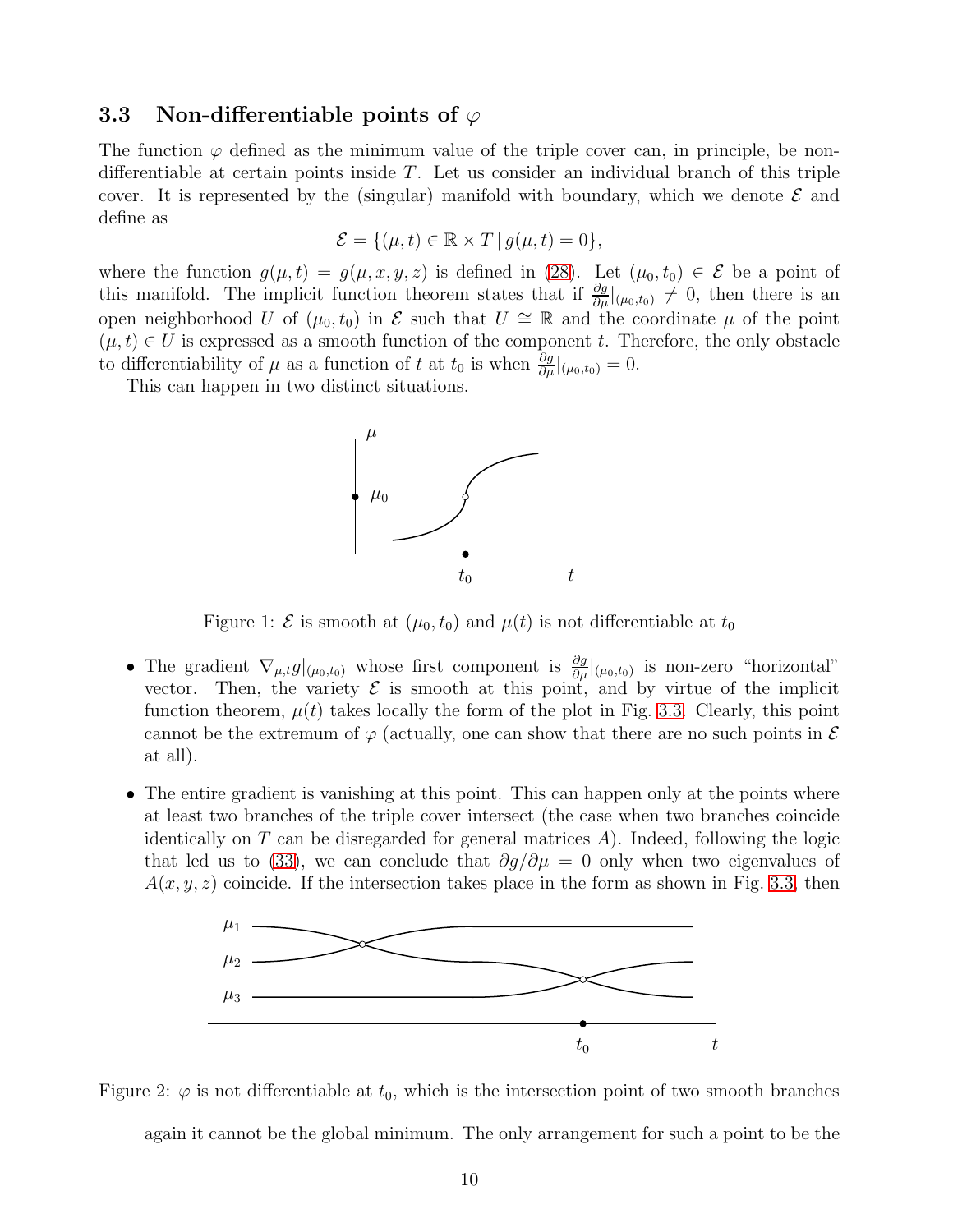### 3.3 Non-differentiable points of $\varphi$

The function $\varphi$ defined as the minimum value of the triple cover can, in principle, be non-differentiable at certain points inside $T$. Let us consider an individual branch of this triple cover. It is represented by the (singular) manifold with boundary, which we denote $\mathcal{E}$ and define as

$$\mathcal{E} = \{(\mu, t) \in \mathbb{R} \times T \,|\, g(\mu, t) = 0\},$$

where the function $g(\mu, t) = g(\mu, x, y, z)$ is defined in (28). Let $(\mu_0, t_0) \in \mathcal{E}$ be a point of this manifold. The implicit function theorem states that if $\frac{\partial g}{\partial \mu}|_{(\mu_0,t_0)} \neq 0$, then there is an open neighborhood $U$ of $(\mu_0, t_0)$ in $\mathcal{E}$ such that $U \cong \mathbb{R}$ and the coordinate $\mu$ of the point $(\mu, t) \in U$ is expressed as a smooth function of the component $t$. Therefore, the only obstacle to differentiability of $\mu$ as a function of $t$ at $t_0$ is when $\frac{\partial g}{\partial \mu}|_{(\mu_0,t_0)} = 0$.

This can happen in two distinct situations.

Figure 1: $\mathcal{E}$ is smooth at $(\mu_0, t_0)$ and $\mu(t)$ is not differentiable at $t_0$

- The gradient $\nabla_{\mu,t} g|_{(\mu_0,t_0)}$ whose first component is $\frac{\partial g}{\partial \mu}|_{(\mu_0,t_0)}$ is non-zero "horizontal" vector. Then, the variety $\mathcal{E}$ is smooth at this point, and by virtue of the implicit function theorem, $\mu(t)$ takes locally the form of the plot in Fig. 3.3. Clearly, this point cannot be the extremum of $\varphi$ (actually, one can show that there are no such points in $\mathcal{E}$ at all).

- The entire gradient is vanishing at this point. This can happen only at the points where at least two branches of the triple cover intersect (the case when two branches coincide identically on $T$ can be disregarded for general matrices $A$). Indeed, following the logic that led us to (33), we can conclude that $\partial g / \partial \mu = 0$ only when two eigenvalues of $A(x, y, z)$ coincide. If the intersection takes place in the form as shown in Fig. 3.3, then

Figure 2: $\varphi$ is not differentiable at $t_0$, which is the intersection point of two smooth branches

again it cannot be the global minimum. The only arrangement for such a point to be the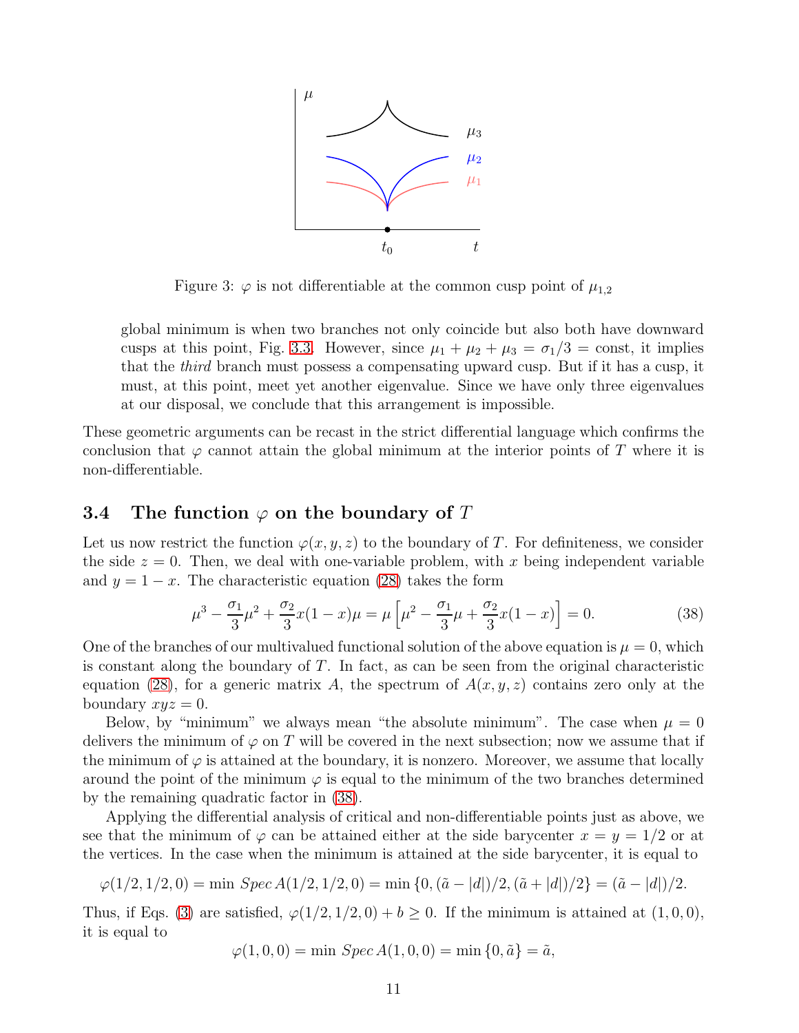Figure 3: $\varphi$ is not differentiable at the common cusp point of $\mu_{1,2}$

global minimum is when two branches not only coincide but also both have downward cusps at this point, Fig. 3.3. However, since $\mu_1 + \mu_2 + \mu_3 = \sigma_1/3 = \text{const}$, it implies that the *third* branch must possess a compensating upward cusp. But if it has a cusp, it must, at this point, meet yet another eigenvalue. Since we have only three eigenvalues at our disposal, we conclude that this arrangement is impossible.

These geometric arguments can be recast in the strict differential language which confirms the conclusion that $\varphi$ cannot attain the global minimum at the interior points of $T$ where it is non-differentiable.

### 3.4 The function $\varphi$ on the boundary of $T$

Let us now restrict the function $\varphi(x, y, z)$ to the boundary of $T$. For definiteness, we consider the side $z = 0$. Then, we deal with one-variable problem, with $x$ being independent variable and $y = 1 - x$. The characteristic equation (28) takes the form

$$\mu^3 - \frac{\sigma_1}{3}\mu^2 + \frac{\sigma_2}{3}x(1-x)\mu = \mu\left[\mu^2 - \frac{\sigma_1}{3}\mu + \frac{\sigma_2}{3}x(1-x)\right] = 0. \tag{38}$$

One of the branches of our multivalued functional solution of the above equation is $\mu = 0$, which is constant along the boundary of $T$. In fact, as can be seen from the original characteristic equation (28), for a generic matrix $A$, the spectrum of $A(x, y, z)$ contains zero only at the boundary $xyz = 0$.

Below, by "minimum" we always mean "the absolute minimum". The case when $\mu = 0$ delivers the minimum of $\varphi$ on $T$ will be covered in the next subsection; now we assume that if the minimum of $\varphi$ is attained at the boundary, it is nonzero. Moreover, we assume that locally around the point of the minimum $\varphi$ is equal to the minimum of the two branches determined by the remaining quadratic factor in (38).

Applying the differential analysis of critical and non-differentiable points just as above, we see that the minimum of $\varphi$ can be attained either at the side barycenter $x = y = 1/2$ or at the vertices. In the case when the minimum is attained at the side barycenter, it is equal to

$$\varphi(1/2, 1/2, 0) = \min\ Spec\, A(1/2, 1/2, 0) = \min\{0, (\tilde{a} - |d|)/2, (\tilde{a} + |d|)/2\} = (\tilde{a} - |d|)/2.$$

Thus, if Eqs. (3) are satisfied, $\varphi(1/2, 1/2, 0) + b \geq 0$. If the minimum is attained at $(1, 0, 0)$, it is equal to

$$\varphi(1, 0, 0) = \min\ Spec\, A(1, 0, 0) = \min\{0, \tilde{a}\} = \tilde{a},$$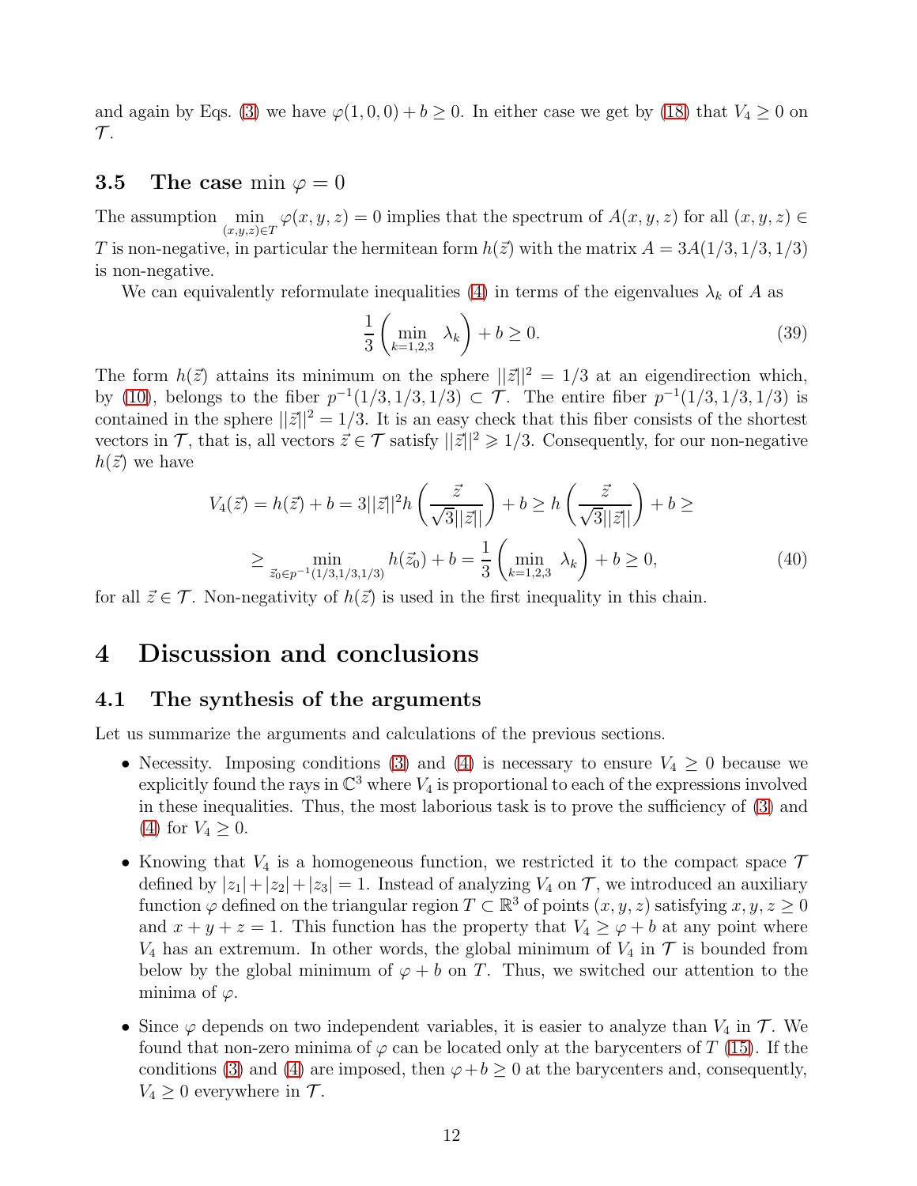and again by Eqs. (3) we have $\varphi(1,0,0)+b \geq 0$. In either case we get by (18) that $V_4 \geq 0$ on $\mathcal{T}$.

### 3.5 The case $\min \varphi = 0$

The assumption $\min\limits_{(x,y,z)\in T} \varphi(x,y,z) = 0$ implies that the spectrum of $A(x,y,z)$ for all $(x,y,z) \in T$ is non-negative, in particular the hermitean form $h(\vec{z})$ with the matrix $A = 3A(1/3,1/3,1/3)$ is non-negative.

We can equivalently reformulate inequalities (4) in terms of the eigenvalues $\lambda_k$ of $A$ as

$$\frac{1}{3}\left(\min_{k=1,2,3} \lambda_k\right) + b \geq 0. \tag{39}$$

The form $h(\vec{z})$ attains its minimum on the sphere $||\vec{z}||^2 = 1/3$ at an eigendirection which, by (10), belongs to the fiber $p^{-1}(1/3,1/3,1/3) \subset \mathcal{T}$. The entire fiber $p^{-1}(1/3,1/3,1/3)$ is contained in the sphere $||\vec{z}||^2 = 1/3$. It is an easy check that this fiber consists of the shortest vectors in $\mathcal{T}$, that is, all vectors $\vec{z} \in \mathcal{T}$ satisfy $||\vec{z}||^2 \geqslant 1/3$. Consequently, for our non-negative $h(\vec{z})$ we have

$$V_4(\vec{z}) = h(\vec{z}) + b = 3||\vec{z}||^2 h\left(\frac{\vec{z}}{\sqrt{3}||\vec{z}||}\right) + b \geq h\left(\frac{\vec{z}}{\sqrt{3}||\vec{z}||}\right) + b \geq$$

$$\geq \min_{\vec{z}_0 \in p^{-1}(1/3,1/3,1/3)} h(\vec{z}_0) + b = \frac{1}{3}\left(\min_{k=1,2,3} \lambda_k\right) + b \geq 0, \tag{40}$$

for all $\vec{z} \in \mathcal{T}$. Non-negativity of $h(\vec{z})$ is used in the first inequality in this chain.

## 4 Discussion and conclusions

### 4.1 The synthesis of the arguments

Let us summarize the arguments and calculations of the previous sections.

- Necessity. Imposing conditions (3) and (4) is necessary to ensure $V_4 \geq 0$ because we explicitly found the rays in $\mathbb{C}^3$ where $V_4$ is proportional to each of the expressions involved in these inequalities. Thus, the most laborious task is to prove the sufficiency of (3) and (4) for $V_4 \geq 0$.

- Knowing that $V_4$ is a homogeneous function, we restricted it to the compact space $\mathcal{T}$ defined by $|z_1|+|z_2|+|z_3| = 1$. Instead of analyzing $V_4$ on $\mathcal{T}$, we introduced an auxiliary function $\varphi$ defined on the triangular region $T \subset \mathbb{R}^3$ of points $(x,y,z)$ satisfying $x,y,z \geq 0$ and $x+y+z = 1$. This function has the property that $V_4 \geq \varphi + b$ at any point where $V_4$ has an extremum. In other words, the global minimum of $V_4$ in $\mathcal{T}$ is bounded from below by the global minimum of $\varphi + b$ on $T$. Thus, we switched our attention to the minima of $\varphi$.

- Since $\varphi$ depends on two independent variables, it is easier to analyze than $V_4$ in $\mathcal{T}$. We found that non-zero minima of $\varphi$ can be located only at the barycenters of $T$ (15). If the conditions (3) and (4) are imposed, then $\varphi + b \geq 0$ at the barycenters and, consequently, $V_4 \geq 0$ everywhere in $\mathcal{T}$.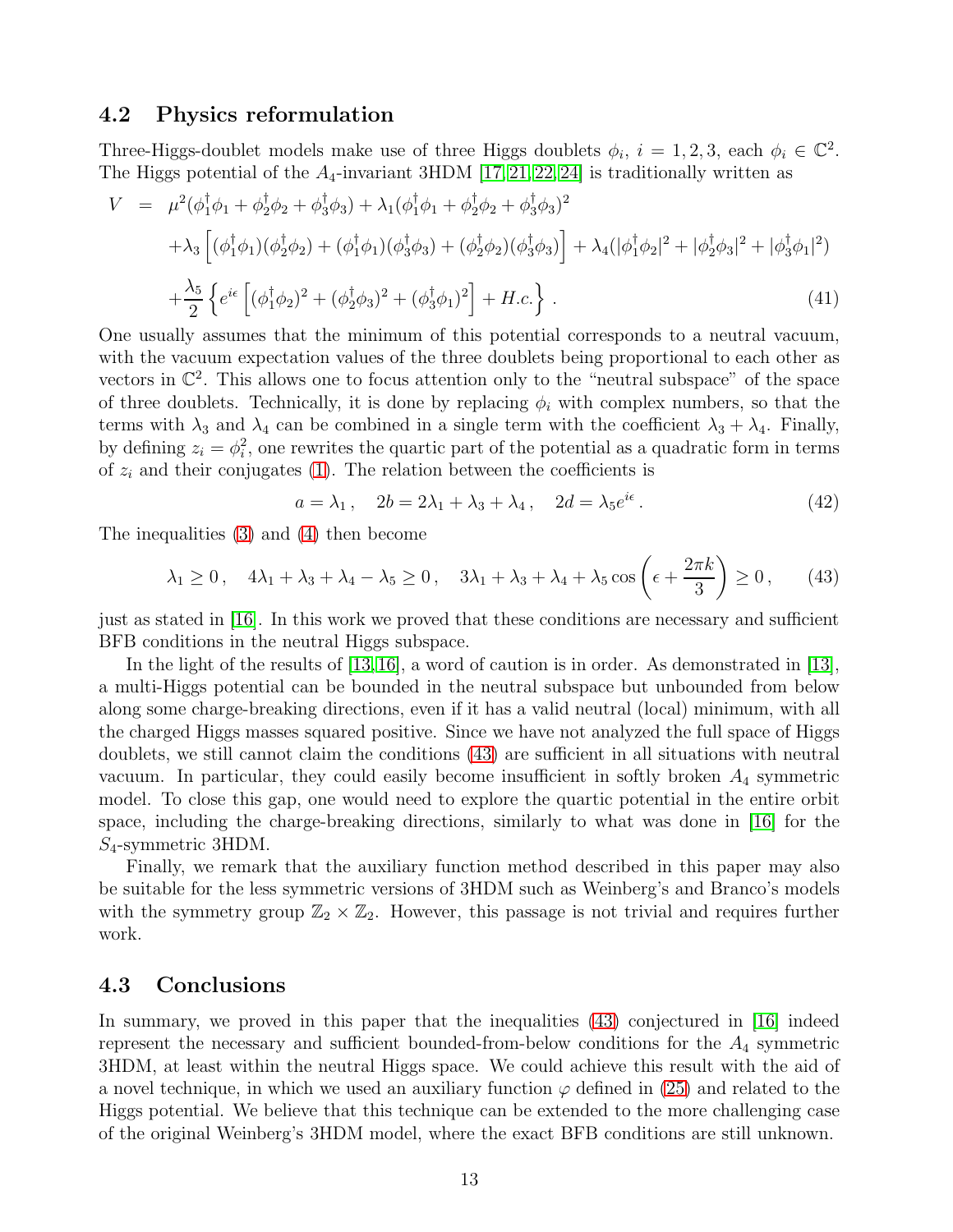### 4.2 Physics reformulation

Three-Higgs-doublet models make use of three Higgs doublets $\phi_i$, $i = 1, 2, 3$, each $\phi_i \in \mathbb{C}^2$. The Higgs potential of the $A_4$-invariant 3HDM [17, 21, 22, 24] is traditionally written as

$$
\begin{aligned}
V \;=\;& \mu^2(\phi_1^\dagger\phi_1 + \phi_2^\dagger\phi_2 + \phi_3^\dagger\phi_3) + \lambda_1(\phi_1^\dagger\phi_1 + \phi_2^\dagger\phi_2 + \phi_3^\dagger\phi_3)^2 \\
&+\lambda_3\left[(\phi_1^\dagger\phi_1)(\phi_2^\dagger\phi_2) + (\phi_1^\dagger\phi_1)(\phi_3^\dagger\phi_3) + (\phi_2^\dagger\phi_2)(\phi_3^\dagger\phi_3)\right] + \lambda_4(|\phi_1^\dagger\phi_2|^2 + |\phi_2^\dagger\phi_3|^2 + |\phi_3^\dagger\phi_1|^2) \\
&+\frac{\lambda_5}{2}\left\{e^{i\epsilon}\left[(\phi_1^\dagger\phi_2)^2 + (\phi_2^\dagger\phi_3)^2 + (\phi_3^\dagger\phi_1)^2\right] + H.c.\right\}\,. 
\end{aligned}
\tag{41}
$$

One usually assumes that the minimum of this potential corresponds to a neutral vacuum, with the vacuum expectation values of the three doublets being proportional to each other as vectors in $\mathbb{C}^2$. This allows one to focus attention only to the "neutral subspace" of the space of three doublets. Technically, it is done by replacing $\phi_i$ with complex numbers, so that the terms with $\lambda_3$ and $\lambda_4$ can be combined in a single term with the coefficient $\lambda_3 + \lambda_4$. Finally, by defining $z_i = \phi_i^2$, one rewrites the quartic part of the potential as a quadratic form in terms of $z_i$ and their conjugates (1). The relation between the coefficients is

$$
a = \lambda_1\,, \quad 2b = 2\lambda_1 + \lambda_3 + \lambda_4\,, \quad 2d = \lambda_5 e^{i\epsilon}\,. \tag{42}
$$

The inequalities (3) and (4) then become

$$
\lambda_1 \geq 0\,, \quad 4\lambda_1 + \lambda_3 + \lambda_4 - \lambda_5 \geq 0\,, \quad 3\lambda_1 + \lambda_3 + \lambda_4 + \lambda_5 \cos\left(\epsilon + \frac{2\pi k}{3}\right) \geq 0\,, \tag{43}
$$

just as stated in [16]. In this work we proved that these conditions are necessary and sufficient BFB conditions in the neutral Higgs subspace.

In the light of the results of [13, 16], a word of caution is in order. As demonstrated in [13], a multi-Higgs potential can be bounded in the neutral subspace but unbounded from below along some charge-breaking directions, even if it has a valid neutral (local) minimum, with all the charged Higgs masses squared positive. Since we have not analyzed the full space of Higgs doublets, we still cannot claim the conditions (43) are sufficient in all situations with neutral vacuum. In particular, they could easily become insufficient in softly broken $A_4$ symmetric model. To close this gap, one would need to explore the quartic potential in the entire orbit space, including the charge-breaking directions, similarly to what was done in [16] for the $S_4$-symmetric 3HDM.

Finally, we remark that the auxiliary function method described in this paper may also be suitable for the less symmetric versions of 3HDM such as Weinberg's and Branco's models with the symmetry group $\mathbb{Z}_2 \times \mathbb{Z}_2$. However, this passage is not trivial and requires further work.

### 4.3 Conclusions

In summary, we proved in this paper that the inequalities (43) conjectured in [16] indeed represent the necessary and sufficient bounded-from-below conditions for the $A_4$ symmetric 3HDM, at least within the neutral Higgs space. We could achieve this result with the aid of a novel technique, in which we used an auxiliary function $\varphi$ defined in (25) and related to the Higgs potential. We believe that this technique can be extended to the more challenging case of the original Weinberg's 3HDM model, where the exact BFB conditions are still unknown.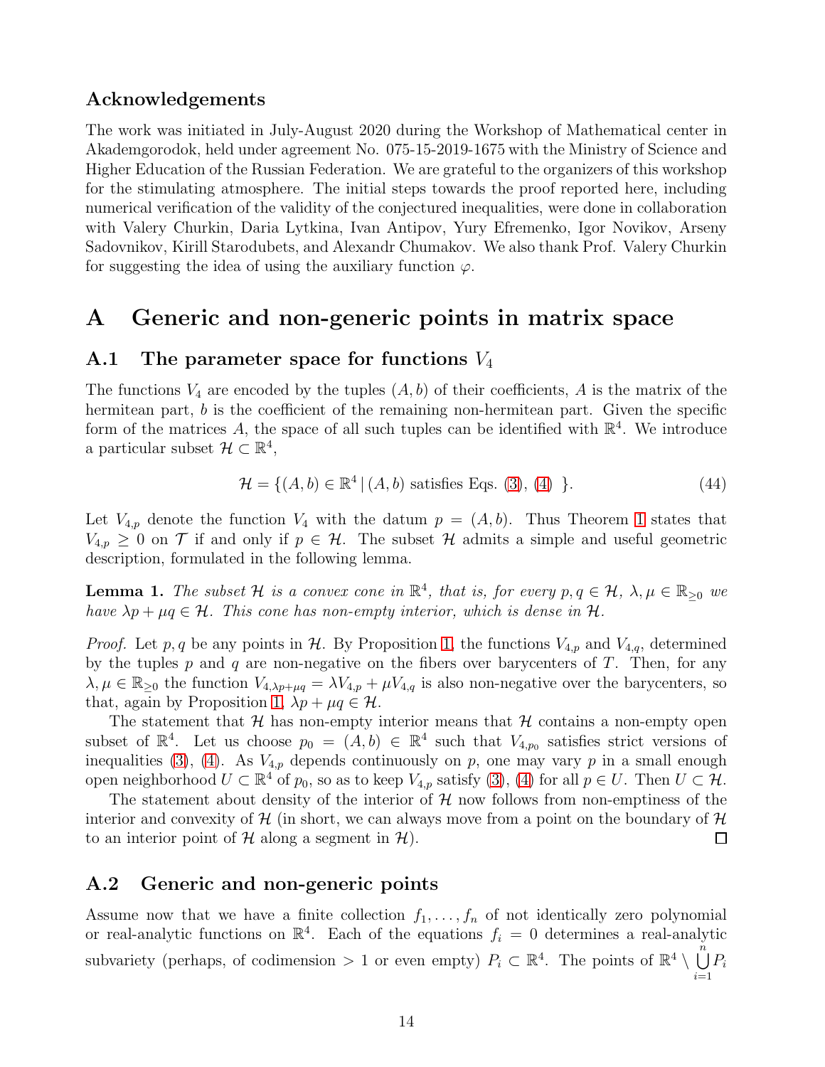## Acknowledgements

The work was initiated in July-August 2020 during the Workshop of Mathematical center in Akademgorodok, held under agreement No. 075-15-2019-1675 with the Ministry of Science and Higher Education of the Russian Federation. We are grateful to the organizers of this workshop for the stimulating atmosphere. The initial steps towards the proof reported here, including numerical verification of the validity of the conjectured inequalities, were done in collaboration with Valery Churkin, Daria Lytkina, Ivan Antipov, Yury Efremenko, Igor Novikov, Arseny Sadovnikov, Kirill Starodubets, and Alexandr Chumakov. We also thank Prof. Valery Churkin for suggesting the idea of using the auxiliary function $\varphi$.

# A Generic and non-generic points in matrix space

## A.1 The parameter space for functions $V_4$

The functions $V_4$ are encoded by the tuples $(A, b)$ of their coefficients, $A$ is the matrix of the hermitean part, $b$ is the coefficient of the remaining non-hermitean part. Given the specific form of the matrices $A$, the space of all such tuples can be identified with $\mathbb{R}^4$. We introduce a particular subset $\mathcal{H} \subset \mathbb{R}^4$,

$$\mathcal{H} = \{(A, b) \in \mathbb{R}^4 \,|\, (A, b) \text{ satisfies Eqs. (3), (4) } \}. \tag{44}$$

Let $V_{4,p}$ denote the function $V_4$ with the datum $p = (A, b)$. Thus Theorem 1 states that $V_{4,p} \geq 0$ on $\mathcal{T}$ if and only if $p \in \mathcal{H}$. The subset $\mathcal{H}$ admits a simple and useful geometric description, formulated in the following lemma.

**Lemma 1.** *The subset $\mathcal{H}$ is a convex cone in $\mathbb{R}^4$, that is, for every $p, q \in \mathcal{H}$, $\lambda, \mu \in \mathbb{R}_{\geq 0}$ we have $\lambda p + \mu q \in \mathcal{H}$. This cone has non-empty interior, which is dense in $\mathcal{H}$.*

*Proof.* Let $p, q$ be any points in $\mathcal{H}$. By Proposition 1, the functions $V_{4,p}$ and $V_{4,q}$, determined by the tuples $p$ and $q$ are non-negative on the fibers over barycenters of $T$. Then, for any $\lambda, \mu \in \mathbb{R}_{\geq 0}$ the function $V_{4,\lambda p + \mu q} = \lambda V_{4,p} + \mu V_{4,q}$ is also non-negative over the barycenters, so that, again by Proposition 1, $\lambda p + \mu q \in \mathcal{H}$.

The statement that $\mathcal{H}$ has non-empty interior means that $\mathcal{H}$ contains a non-empty open subset of $\mathbb{R}^4$. Let us choose $p_0 = (A, b) \in \mathbb{R}^4$ such that $V_{4,p_0}$ satisfies strict versions of inequalities (3), (4). As $V_{4,p}$ depends continuously on $p$, one may vary $p$ in a small enough open neighborhood $U \subset \mathbb{R}^4$ of $p_0$, so as to keep $V_{4,p}$ satisfy (3), (4) for all $p \in U$. Then $U \subset \mathcal{H}$.

The statement about density of the interior of $\mathcal{H}$ now follows from non-emptiness of the interior and convexity of $\mathcal{H}$ (in short, we can always move from a point on the boundary of $\mathcal{H}$ to an interior point of $\mathcal{H}$ along a segment in $\mathcal{H}$). $\square$

## A.2 Generic and non-generic points

Assume now that we have a finite collection $f_1, \ldots, f_n$ of not identically zero polynomial or real-analytic functions on $\mathbb{R}^4$. Each of the equations $f_i = 0$ determines a real-analytic subvariety (perhaps, of codimension $> 1$ or even empty) $P_i \subset \mathbb{R}^4$. The points of $\mathbb{R}^4 \setminus \bigcup_{i=1}^{n} P_i$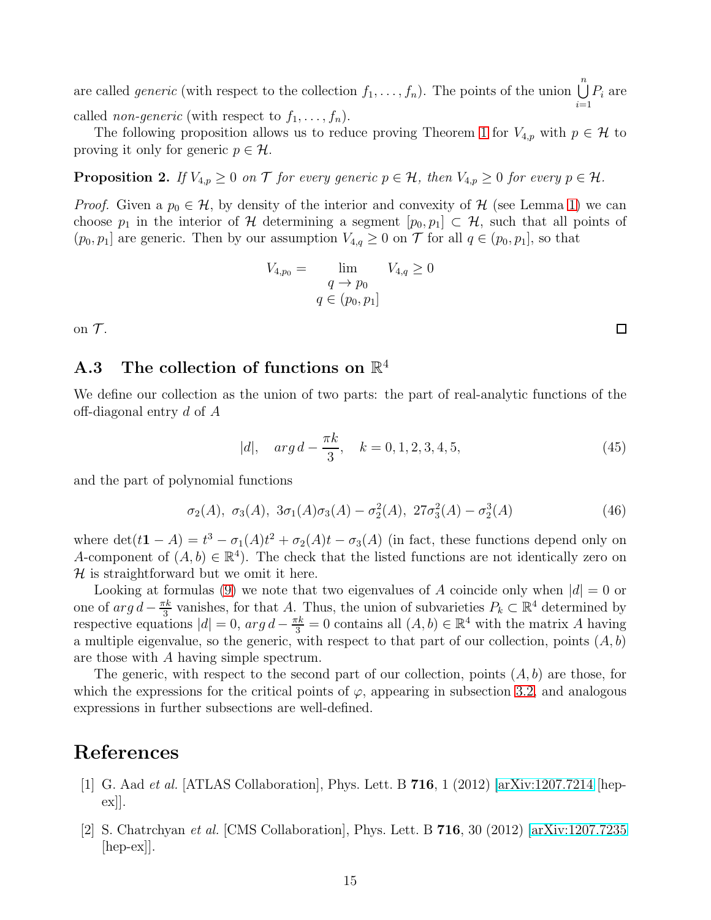are called *generic* (with respect to the collection $f_1, \ldots, f_n$). The points of the union $\bigcup_{i=1}^{n} P_i$ are called *non-generic* (with respect to $f_1, \ldots, f_n$).

The following proposition allows us to reduce proving Theorem 1 for $V_{4,p}$ with $p \in \mathcal{H}$ to proving it only for generic $p \in \mathcal{H}$.

**Proposition 2.** *If $V_{4,p} \geq 0$ on $\mathcal{T}$ for every generic $p \in \mathcal{H}$, then $V_{4,p} \geq 0$ for every $p \in \mathcal{H}$.*

*Proof.* Given a $p_0 \in \mathcal{H}$, by density of the interior and convexity of $\mathcal{H}$ (see Lemma 1) we can choose $p_1$ in the interior of $\mathcal{H}$ determining a segment $[p_0, p_1] \subset \mathcal{H}$, such that all points of $(p_0, p_1]$ are generic. Then by our assumption $V_{4,q} \geq 0$ on $\mathcal{T}$ for all $q \in (p_0, p_1]$, so that

$$V_{4,p_0} = \lim_{\substack{q \to p_0 \\ q \in (p_0, p_1]}} V_{4,q} \geq 0$$

on $\mathcal{T}$. $\square$

### A.3 The collection of functions on $\mathbb{R}^4$

We define our collection as the union of two parts: the part of real-analytic functions of the off-diagonal entry $d$ of $A$

$$|d|, \quad arg\, d - \frac{\pi k}{3}, \quad k = 0, 1, 2, 3, 4, 5, \tag{45}$$

and the part of polynomial functions

$$\sigma_2(A),\ \sigma_3(A),\ 3\sigma_1(A)\sigma_3(A) - \sigma_2^2(A),\ 27\sigma_3^2(A) - \sigma_2^3(A) \tag{46}$$

where $\det(t\mathbf{1} - A) = t^3 - \sigma_1(A)t^2 + \sigma_2(A)t - \sigma_3(A)$ (in fact, these functions depend only on $A$-component of $(A, b) \in \mathbb{R}^4$). The check that the listed functions are not identically zero on $\mathcal{H}$ is straightforward but we omit it here.

Looking at formulas (9) we note that two eigenvalues of $A$ coincide only when $|d| = 0$ or one of $arg\, d - \frac{\pi k}{3}$ vanishes, for that $A$. Thus, the union of subvarieties $P_k \subset \mathbb{R}^4$ determined by respective equations $|d| = 0$, $arg\, d - \frac{\pi k}{3} = 0$ contains all $(A, b) \in \mathbb{R}^4$ with the matrix $A$ having a multiple eigenvalue, so the generic, with respect to that part of our collection, points $(A, b)$ are those with $A$ having simple spectrum.

The generic, with respect to the second part of our collection, points $(A, b)$ are those, for which the expressions for the critical points of $\varphi$, appearing in subsection 3.2, and analogous expressions in further subsections are well-defined.

# References

[1] G. Aad *et al.* [ATLAS Collaboration], Phys. Lett. B **716**, 1 (2012) [arXiv:1207.7214 [hep-ex]].

[2] S. Chatrchyan *et al.* [CMS Collaboration], Phys. Lett. B **716**, 30 (2012) [arXiv:1207.7235 [hep-ex]].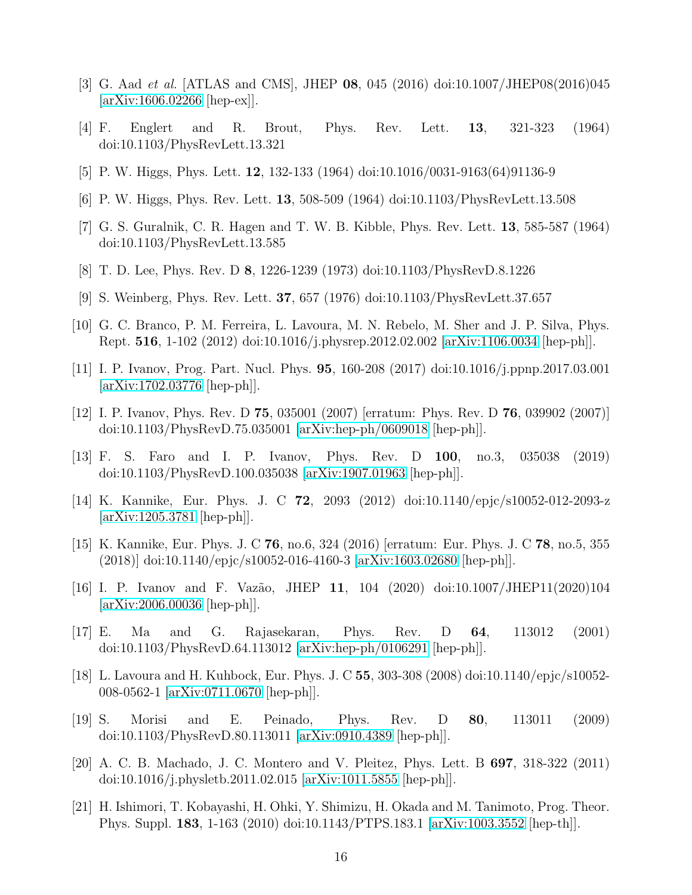[3] G. Aad *et al.* [ATLAS and CMS], JHEP **08**, 045 (2016) doi:10.1007/JHEP08(2016)045 [arXiv:1606.02266 [hep-ex]].

[4] F. Englert and R. Brout, Phys. Rev. Lett. **13**, 321-323 (1964) doi:10.1103/PhysRevLett.13.321

[5] P. W. Higgs, Phys. Lett. **12**, 132-133 (1964) doi:10.1016/0031-9163(64)91136-9

[6] P. W. Higgs, Phys. Rev. Lett. **13**, 508-509 (1964) doi:10.1103/PhysRevLett.13.508

[7] G. S. Guralnik, C. R. Hagen and T. W. B. Kibble, Phys. Rev. Lett. **13**, 585-587 (1964) doi:10.1103/PhysRevLett.13.585

[8] T. D. Lee, Phys. Rev. D **8**, 1226-1239 (1973) doi:10.1103/PhysRevD.8.1226

[9] S. Weinberg, Phys. Rev. Lett. **37**, 657 (1976) doi:10.1103/PhysRevLett.37.657

[10] G. C. Branco, P. M. Ferreira, L. Lavoura, M. N. Rebelo, M. Sher and J. P. Silva, Phys. Rept. **516**, 1-102 (2012) doi:10.1016/j.physrep.2012.02.002 [arXiv:1106.0034 [hep-ph]].

[11] I. P. Ivanov, Prog. Part. Nucl. Phys. **95**, 160-208 (2017) doi:10.1016/j.ppnp.2017.03.001 [arXiv:1702.03776 [hep-ph]].

[12] I. P. Ivanov, Phys. Rev. D **75**, 035001 (2007) [erratum: Phys. Rev. D **76**, 039902 (2007)] doi:10.1103/PhysRevD.75.035001 [arXiv:hep-ph/0609018 [hep-ph]].

[13] F. S. Faro and I. P. Ivanov, Phys. Rev. D **100**, no.3, 035038 (2019) doi:10.1103/PhysRevD.100.035038 [arXiv:1907.01963 [hep-ph]].

[14] K. Kannike, Eur. Phys. J. C **72**, 2093 (2012) doi:10.1140/epjc/s10052-012-2093-z [arXiv:1205.3781 [hep-ph]].

[15] K. Kannike, Eur. Phys. J. C **76**, no.6, 324 (2016) [erratum: Eur. Phys. J. C **78**, no.5, 355 (2018)] doi:10.1140/epjc/s10052-016-4160-3 [arXiv:1603.02680 [hep-ph]].

[16] I. P. Ivanov and F. Vazão, JHEP **11**, 104 (2020) doi:10.1007/JHEP11(2020)104 [arXiv:2006.00036 [hep-ph]].

[17] E. Ma and G. Rajasekaran, Phys. Rev. D **64**, 113012 (2001) doi:10.1103/PhysRevD.64.113012 [arXiv:hep-ph/0106291 [hep-ph]].

[18] L. Lavoura and H. Kuhbock, Eur. Phys. J. C **55**, 303-308 (2008) doi:10.1140/epjc/s10052-008-0562-1 [arXiv:0711.0670 [hep-ph]].

[19] S. Morisi and E. Peinado, Phys. Rev. D **80**, 113011 (2009) doi:10.1103/PhysRevD.80.113011 [arXiv:0910.4389 [hep-ph]].

[20] A. C. B. Machado, J. C. Montero and V. Pleitez, Phys. Lett. B **697**, 318-322 (2011) doi:10.1016/j.physletb.2011.02.015 [arXiv:1011.5855 [hep-ph]].

[21] H. Ishimori, T. Kobayashi, H. Ohki, Y. Shimizu, H. Okada and M. Tanimoto, Prog. Theor. Phys. Suppl. **183**, 1-163 (2010) doi:10.1143/PTPS.183.1 [arXiv:1003.3552 [hep-th]].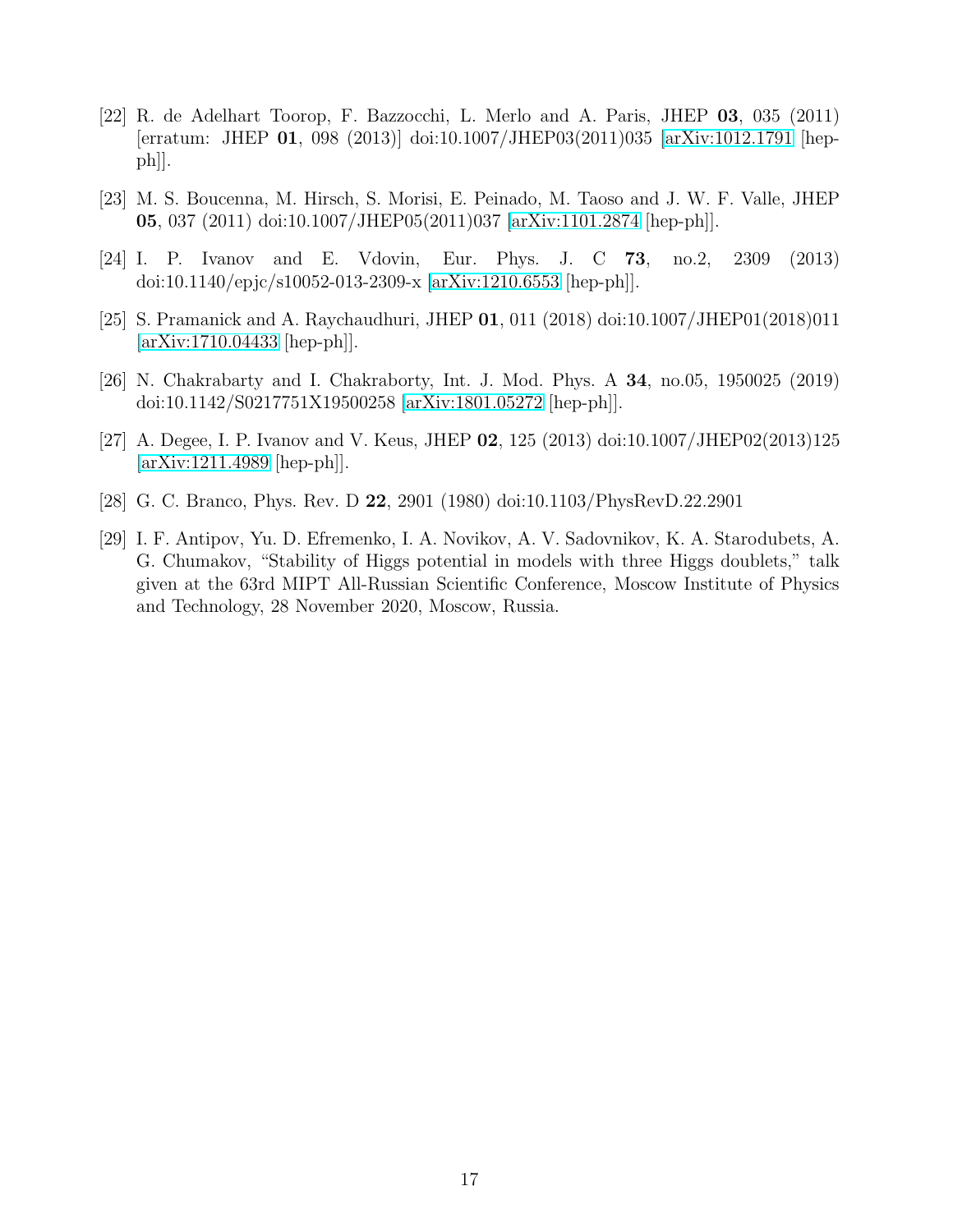[22] R. de Adelhart Toorop, F. Bazzocchi, L. Merlo and A. Paris, JHEP **03**, 035 (2011) [erratum: JHEP **01**, 098 (2013)] doi:10.1007/JHEP03(2011)035 [arXiv:1012.1791 [hep-ph]].

[23] M. S. Boucenna, M. Hirsch, S. Morisi, E. Peinado, M. Taoso and J. W. F. Valle, JHEP **05**, 037 (2011) doi:10.1007/JHEP05(2011)037 [arXiv:1101.2874 [hep-ph]].

[24] I. P. Ivanov and E. Vdovin, Eur. Phys. J. C **73**, no.2, 2309 (2013) doi:10.1140/epjc/s10052-013-2309-x [arXiv:1210.6553 [hep-ph]].

[25] S. Pramanick and A. Raychaudhuri, JHEP **01**, 011 (2018) doi:10.1007/JHEP01(2018)011 [arXiv:1710.04433 [hep-ph]].

[26] N. Chakrabarty and I. Chakraborty, Int. J. Mod. Phys. A **34**, no.05, 1950025 (2019) doi:10.1142/S0217751X19500258 [arXiv:1801.05272 [hep-ph]].

[27] A. Degee, I. P. Ivanov and V. Keus, JHEP **02**, 125 (2013) doi:10.1007/JHEP02(2013)125 [arXiv:1211.4989 [hep-ph]].

[28] G. C. Branco, Phys. Rev. D **22**, 2901 (1980) doi:10.1103/PhysRevD.22.2901

[29] I. F. Antipov, Yu. D. Efremenko, I. A. Novikov, A. V. Sadovnikov, K. A. Starodubets, A. G. Chumakov, "Stability of Higgs potential in models with three Higgs doublets," talk given at the 63rd MIPT All-Russian Scientific Conference, Moscow Institute of Physics and Technology, 28 November 2020, Moscow, Russia.